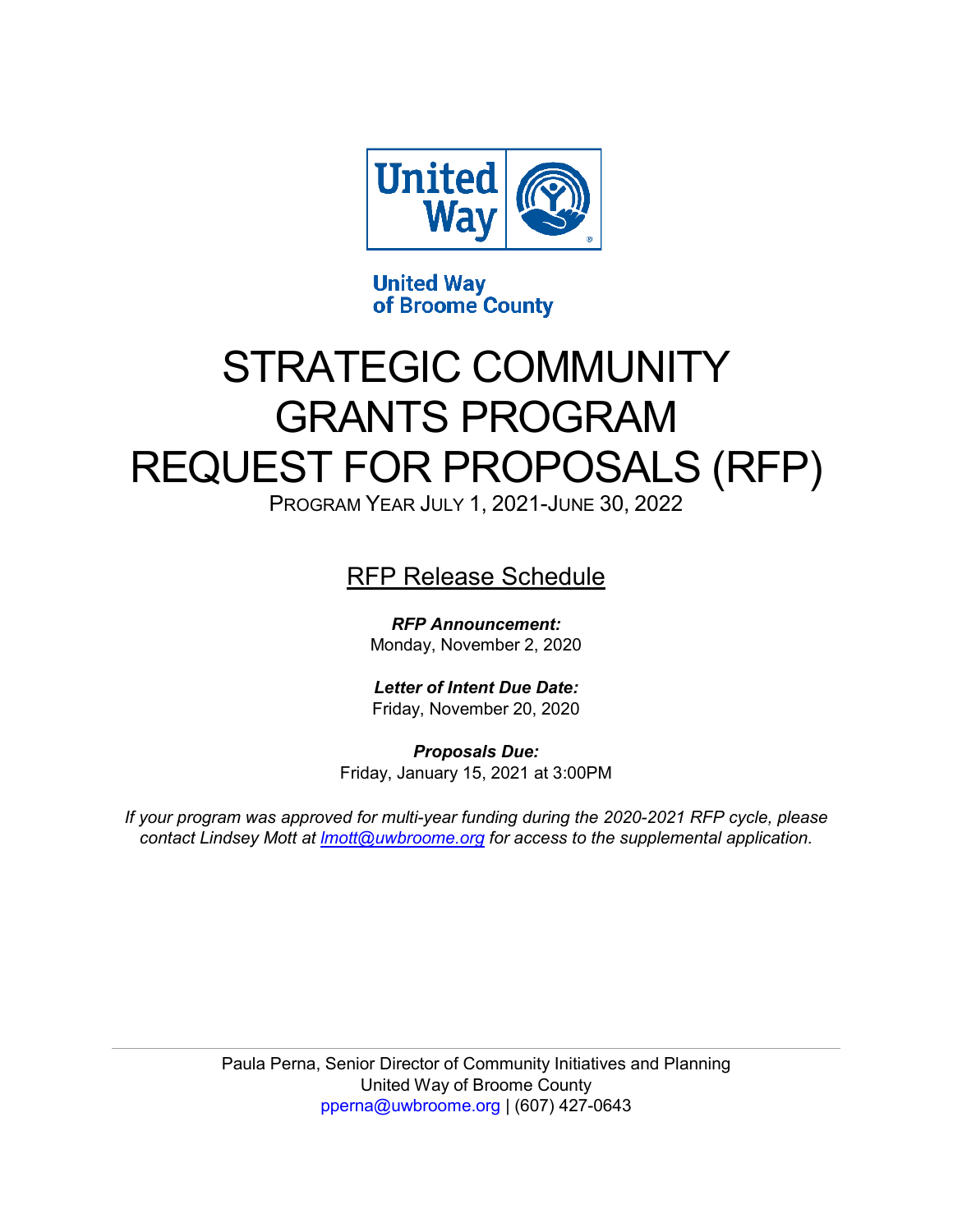United Way of Broome County

# STRATEGIC COMMUNITY GRANTS PROGRAM REQUEST FOR PROPOSALS (RFP)

PROGRAM YEAR JULY 1, 2021-JUNE 30, 2022

## RFP Release Schedule

***RFP Announcement:***
Monday, November 2, 2020

***Letter of Intent Due Date:***
Friday, November 20, 2020

***Proposals Due:***
Friday, January 15, 2021 at 3:00PM

*If your program was approved for multi-year funding during the 2020-2021 RFP cycle, please contact Lindsey Mott at lmott@uwbroome.org for access to the supplemental application.*

---

Paula Perna, Senior Director of Community Initiatives and Planning
United Way of Broome County
pperna@uwbroome.org | (607) 427-0643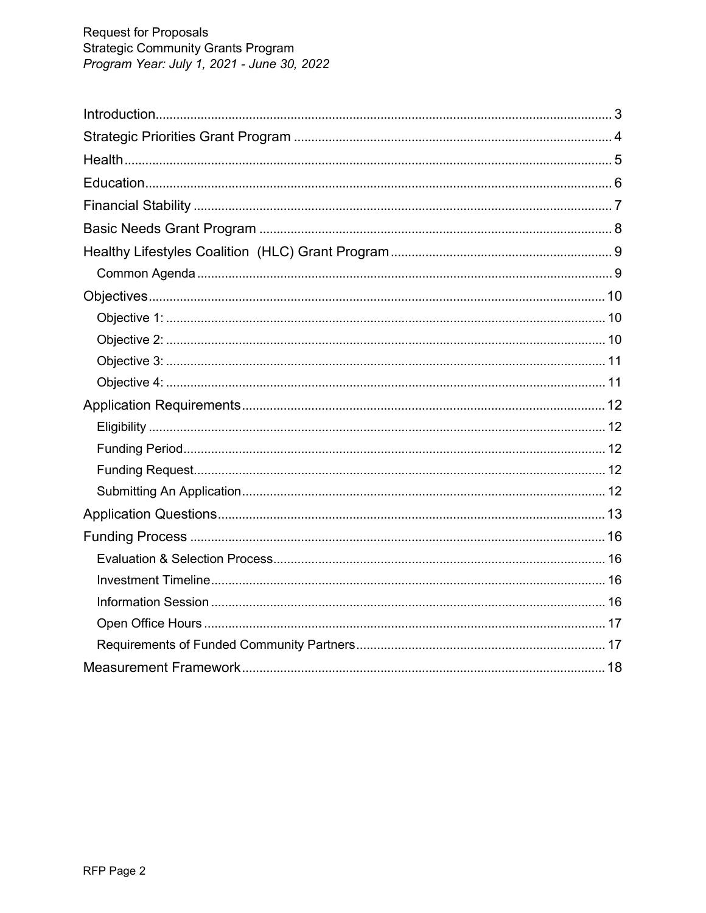Introduction ........ 3
Strategic Priorities Grant Program ........ 4
Health ........ 5
Education ........ 6
Financial Stability ........ 7
Basic Needs Grant Program ........ 8
Healthy Lifestyles Coalition (HLC) Grant Program ........ 9
- Common Agenda ........ 9

Objectives ........ 10
- Objective 1: ........ 10
- Objective 2: ........ 10
- Objective 3: ........ 11
- Objective 4: ........ 11

Application Requirements ........ 12
- Eligibility ........ 12
- Funding Period ........ 12
- Funding Request ........ 12
- Submitting An Application ........ 12

Application Questions ........ 13
Funding Process ........ 16
- Evaluation & Selection Process ........ 16
- Investment Timeline ........ 16
- Information Session ........ 16
- Open Office Hours ........ 17
- Requirements of Funded Community Partners ........ 17

Measurement Framework ........ 18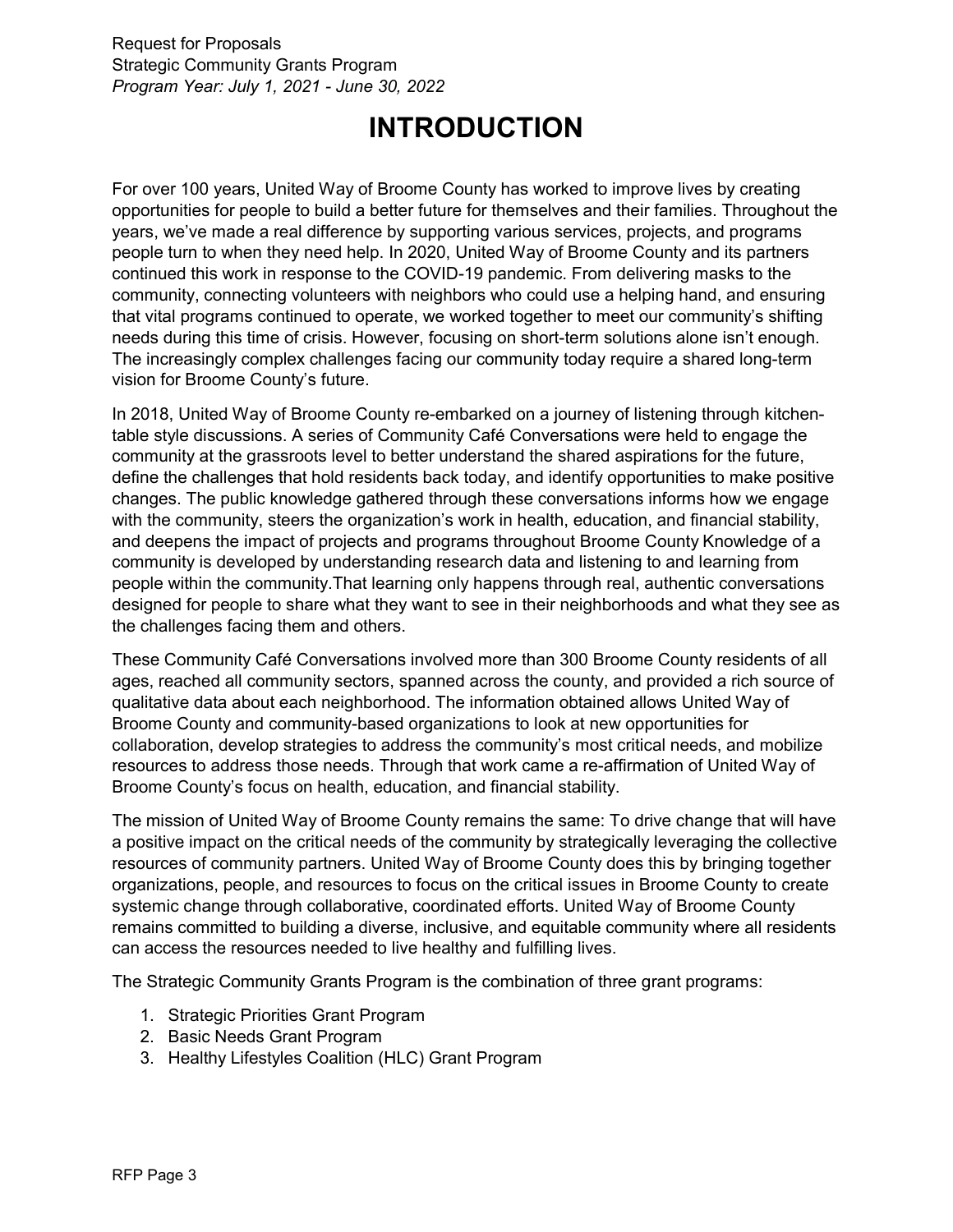# INTRODUCTION

For over 100 years, United Way of Broome County has worked to improve lives by creating opportunities for people to build a better future for themselves and their families. Throughout the years, we've made a real difference by supporting various services, projects, and programs people turn to when they need help. In 2020, United Way of Broome County and its partners continued this work in response to the COVID-19 pandemic. From delivering masks to the community, connecting volunteers with neighbors who could use a helping hand, and ensuring that vital programs continued to operate, we worked together to meet our community's shifting needs during this time of crisis. However, focusing on short-term solutions alone isn't enough. The increasingly complex challenges facing our community today require a shared long-term vision for Broome County's future.

In 2018, United Way of Broome County re-embarked on a journey of listening through kitchen-table style discussions. A series of Community Café Conversations were held to engage the community at the grassroots level to better understand the shared aspirations for the future, define the challenges that hold residents back today, and identify opportunities to make positive changes. The public knowledge gathered through these conversations informs how we engage with the community, steers the organization's work in health, education, and financial stability, and deepens the impact of projects and programs throughout Broome County Knowledge of a community is developed by understanding research data and listening to and learning from people within the community.That learning only happens through real, authentic conversations designed for people to share what they want to see in their neighborhoods and what they see as the challenges facing them and others.

These Community Café Conversations involved more than 300 Broome County residents of all ages, reached all community sectors, spanned across the county, and provided a rich source of qualitative data about each neighborhood. The information obtained allows United Way of Broome County and community-based organizations to look at new opportunities for collaboration, develop strategies to address the community's most critical needs, and mobilize resources to address those needs. Through that work came a re-affirmation of United Way of Broome County's focus on health, education, and financial stability.

The mission of United Way of Broome County remains the same: To drive change that will have a positive impact on the critical needs of the community by strategically leveraging the collective resources of community partners. United Way of Broome County does this by bringing together organizations, people, and resources to focus on the critical issues in Broome County to create systemic change through collaborative, coordinated efforts. United Way of Broome County remains committed to building a diverse, inclusive, and equitable community where all residents can access the resources needed to live healthy and fulfilling lives.

The Strategic Community Grants Program is the combination of three grant programs:

1. Strategic Priorities Grant Program
2. Basic Needs Grant Program
3. Healthy Lifestyles Coalition (HLC) Grant Program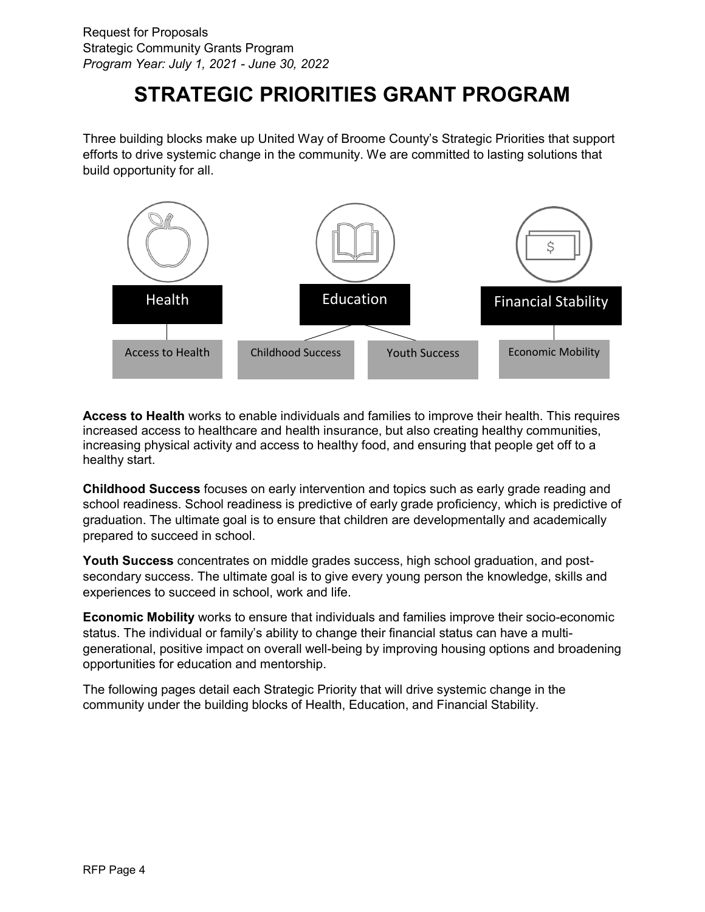Request for Proposals
Strategic Community Grants Program
*Program Year: July 1, 2021 - June 30, 2022*

# STRATEGIC PRIORITIES GRANT PROGRAM

Three building blocks make up United Way of Broome County's Strategic Priorities that support efforts to drive systemic change in the community. We are committed to lasting solutions that build opportunity for all.

- **Health**
  - Access to Health
- **Education**
  - Childhood Success
  - Youth Success
- **Financial Stability**
  - Economic Mobility

**Access to Health** works to enable individuals and families to improve their health. This requires increased access to healthcare and health insurance, but also creating healthy communities, increasing physical activity and access to healthy food, and ensuring that people get off to a healthy start.

**Childhood Success** focuses on early intervention and topics such as early grade reading and school readiness. School readiness is predictive of early grade proficiency, which is predictive of graduation. The ultimate goal is to ensure that children are developmentally and academically prepared to succeed in school.

**Youth Success** concentrates on middle grades success, high school graduation, and post-secondary success. The ultimate goal is to give every young person the knowledge, skills and experiences to succeed in school, work and life.

**Economic Mobility** works to ensure that individuals and families improve their socio-economic status. The individual or family's ability to change their financial status can have a multi-generational, positive impact on overall well-being by improving housing options and broadening opportunities for education and mentorship.

The following pages detail each Strategic Priority that will drive systemic change in the community under the building blocks of Health, Education, and Financial Stability.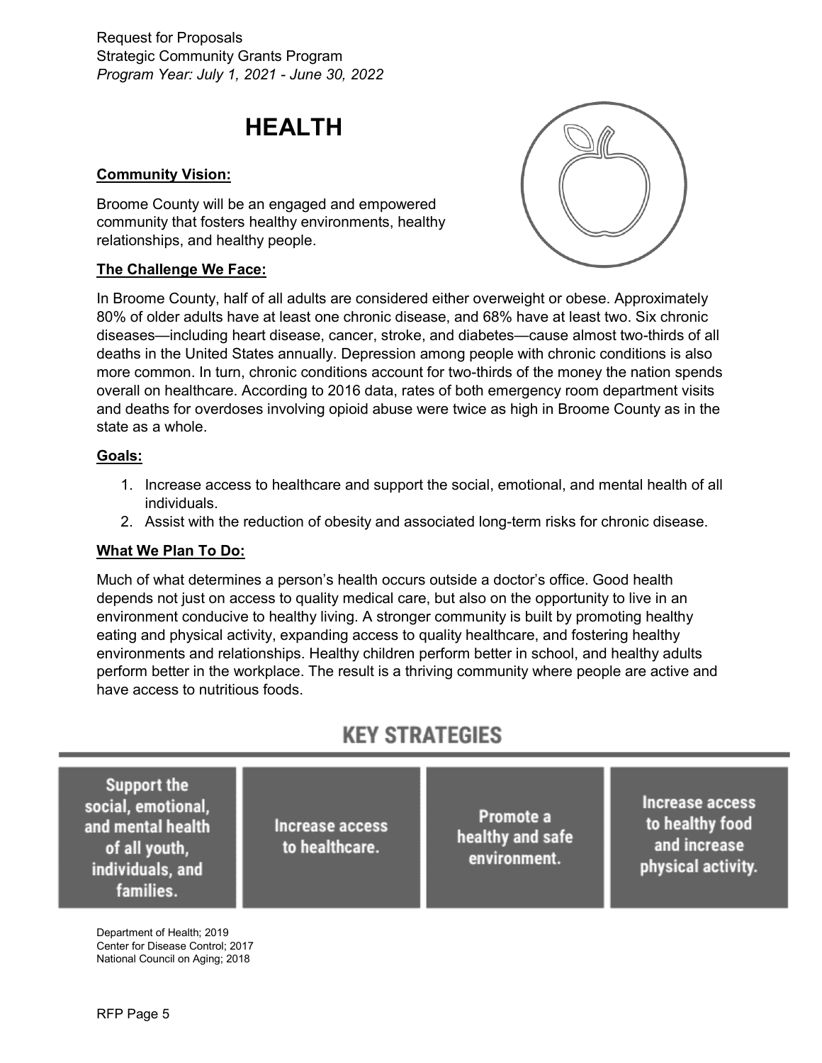# HEALTH

### Community Vision:

Broome County will be an engaged and empowered community that fosters healthy environments, healthy relationships, and healthy people.

### The Challenge We Face:

In Broome County, half of all adults are considered either overweight or obese. Approximately 80% of older adults have at least one chronic disease, and 68% have at least two. Six chronic diseases—including heart disease, cancer, stroke, and diabetes—cause almost two-thirds of all deaths in the United States annually. Depression among people with chronic conditions is also more common. In turn, chronic conditions account for two-thirds of the money the nation spends overall on healthcare. According to 2016 data, rates of both emergency room department visits and deaths for overdoses involving opioid abuse were twice as high in Broome County as in the state as a whole.

### Goals:

1. Increase access to healthcare and support the social, emotional, and mental health of all individuals.
2. Assist with the reduction of obesity and associated long-term risks for chronic disease.

### What We Plan To Do:

Much of what determines a person's health occurs outside a doctor's office. Good health depends not just on access to quality medical care, but also on the opportunity to live in an environment conducive to healthy living. A stronger community is built by promoting healthy eating and physical activity, expanding access to quality healthcare, and fostering healthy environments and relationships. Healthy children perform better in school, and healthy adults perform better in the workplace. The result is a thriving community where people are active and have access to nutritious foods.

## KEY STRATEGIES

| Support the social, emotional, and mental health of all youth, individuals, and families. | Increase access to healthcare. | Promote a healthy and safe environment. | Increase access to healthy food and increase physical activity. |
|---|---|---|---|

Department of Health; 2019
Center for Disease Control; 2017
National Council on Aging; 2018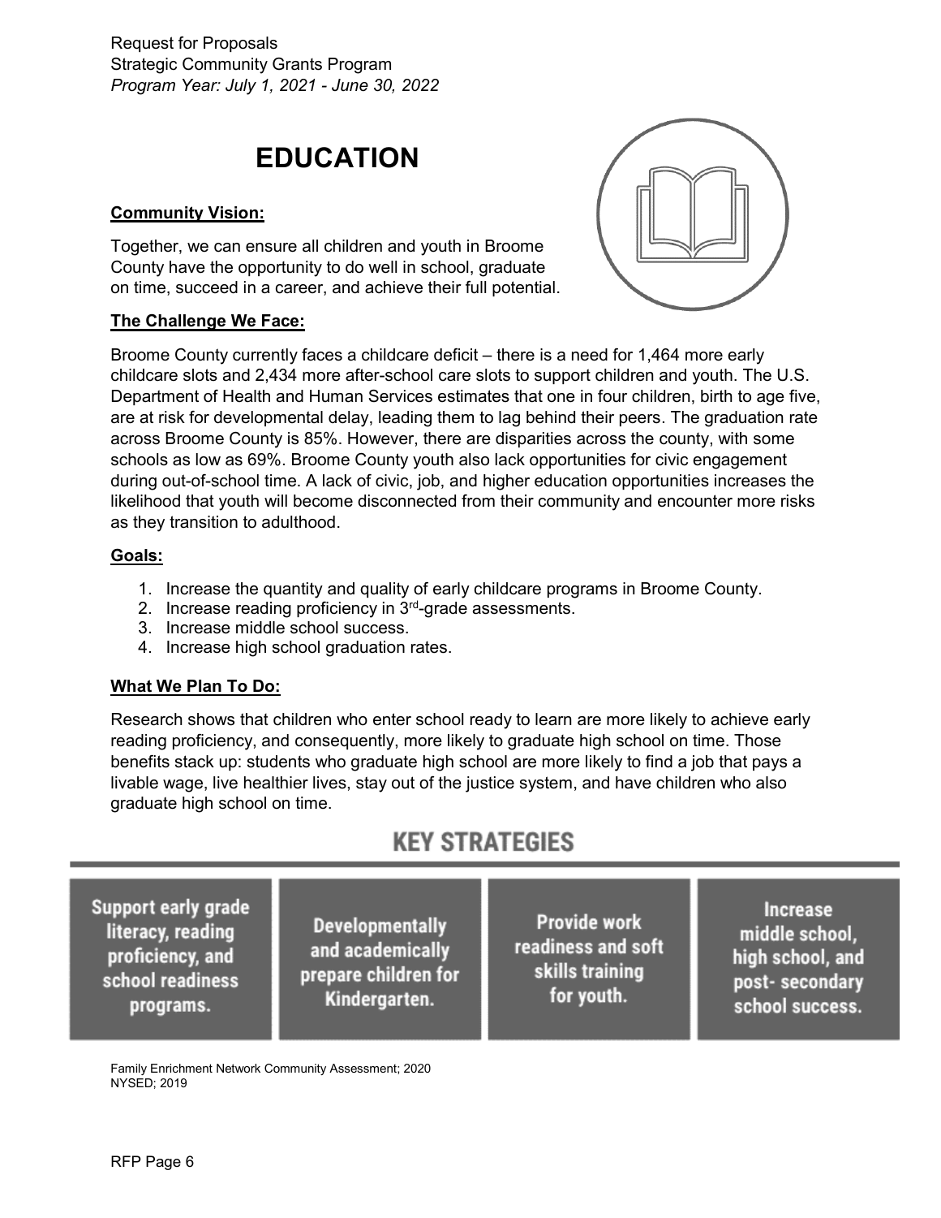# EDUCATION

**Community Vision:**

Together, we can ensure all children and youth in Broome County have the opportunity to do well in school, graduate on time, succeed in a career, and achieve their full potential.

**The Challenge We Face:**

Broome County currently faces a childcare deficit – there is a need for 1,464 more early childcare slots and 2,434 more after-school care slots to support children and youth. The U.S. Department of Health and Human Services estimates that one in four children, birth to age five, are at risk for developmental delay, leading them to lag behind their peers. The graduation rate across Broome County is 85%. However, there are disparities across the county, with some schools as low as 69%. Broome County youth also lack opportunities for civic engagement during out-of-school time. A lack of civic, job, and higher education opportunities increases the likelihood that youth will become disconnected from their community and encounter more risks as they transition to adulthood.

**Goals:**

1. Increase the quantity and quality of early childcare programs in Broome County.
2. Increase reading proficiency in 3rd-grade assessments.
3. Increase middle school success.
4. Increase high school graduation rates.

**What We Plan To Do:**

Research shows that children who enter school ready to learn are more likely to achieve early reading proficiency, and consequently, more likely to graduate high school on time. Those benefits stack up: students who graduate high school are more likely to find a job that pays a livable wage, live healthier lives, stay out of the justice system, and have children who also graduate high school on time.

## KEY STRATEGIES

| Support early grade literacy, reading proficiency, and school readiness programs. | Developmentally and academically prepare children for Kindergarten. | Provide work readiness and soft skills training for youth. | Increase middle school, high school, and post- secondary school success. |
|---|---|---|---|

Family Enrichment Network Community Assessment; 2020
NYSED; 2019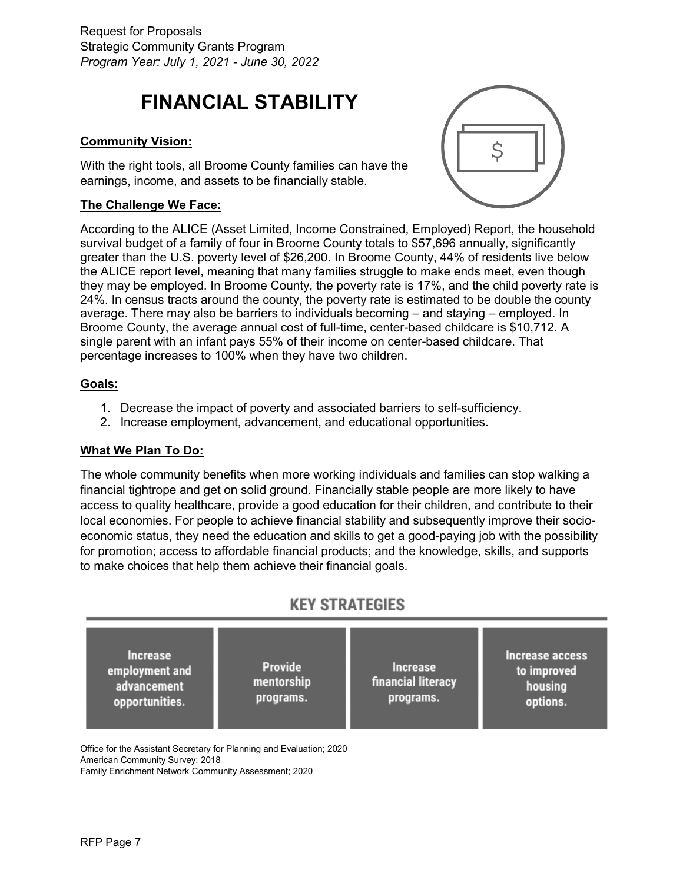# FINANCIAL STABILITY

**Community Vision:**

With the right tools, all Broome County families can have the earnings, income, and assets to be financially stable.

**The Challenge We Face:**

According to the ALICE (Asset Limited, Income Constrained, Employed) Report, the household survival budget of a family of four in Broome County totals to $57,696 annually, significantly greater than the U.S. poverty level of $26,200. In Broome County, 44% of residents live below the ALICE report level, meaning that many families struggle to make ends meet, even though they may be employed. In Broome County, the poverty rate is 17%, and the child poverty rate is 24%. In census tracts around the county, the poverty rate is estimated to be double the county average. There may also be barriers to individuals becoming – and staying – employed. In Broome County, the average annual cost of full-time, center-based childcare is $10,712. A single parent with an infant pays 55% of their income on center-based childcare. That percentage increases to 100% when they have two children.

**Goals:**

1. Decrease the impact of poverty and associated barriers to self-sufficiency.
2. Increase employment, advancement, and educational opportunities.

**What We Plan To Do:**

The whole community benefits when more working individuals and families can stop walking a financial tightrope and get on solid ground. Financially stable people are more likely to have access to quality healthcare, provide a good education for their children, and contribute to their local economies. For people to achieve financial stability and subsequently improve their socio-economic status, they need the education and skills to get a good-paying job with the possibility for promotion; access to affordable financial products; and the knowledge, skills, and supports to make choices that help them achieve their financial goals.

## KEY STRATEGIES

| Increase employment and advancement opportunities. | Provide mentorship programs. | Increase financial literacy programs. | Increase access to improved housing options. |
|---|---|---|---|

Office for the Assistant Secretary for Planning and Evaluation; 2020
American Community Survey; 2018
Family Enrichment Network Community Assessment; 2020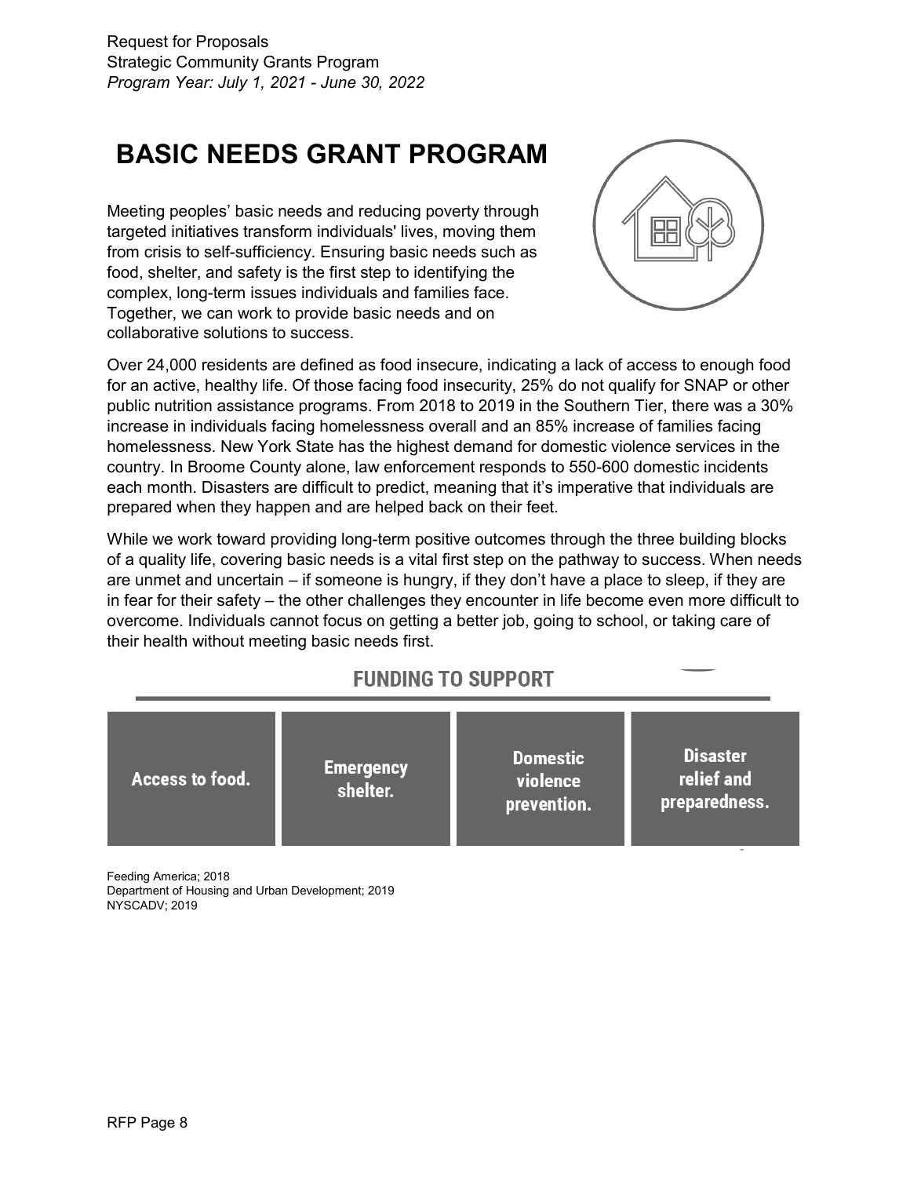# BASIC NEEDS GRANT PROGRAM

Meeting peoples' basic needs and reducing poverty through targeted initiatives transform individuals' lives, moving them from crisis to self-sufficiency. Ensuring basic needs such as food, shelter, and safety is the first step to identifying the complex, long-term issues individuals and families face. Together, we can work to provide basic needs and on collaborative solutions to success.

Over 24,000 residents are defined as food insecure, indicating a lack of access to enough food for an active, healthy life. Of those facing food insecurity, 25% do not qualify for SNAP or other public nutrition assistance programs. From 2018 to 2019 in the Southern Tier, there was a 30% increase in individuals facing homelessness overall and an 85% increase of families facing homelessness. New York State has the highest demand for domestic violence services in the country. In Broome County alone, law enforcement responds to 550-600 domestic incidents each month. Disasters are difficult to predict, meaning that it's imperative that individuals are prepared when they happen and are helped back on their feet.

While we work toward providing long-term positive outcomes through the three building blocks of a quality life, covering basic needs is a vital first step on the pathway to success. When needs are unmet and uncertain – if someone is hungry, if they don't have a place to sleep, if they are in fear for their safety – the other challenges they encounter in life become even more difficult to overcome. Individuals cannot focus on getting a better job, going to school, or taking care of their health without meeting basic needs first.

## FUNDING TO SUPPORT

| Access to food. | Emergency shelter. | Domestic violence prevention. | Disaster relief and preparedness. |
|---|---|---|---|

Feeding America; 2018
Department of Housing and Urban Development; 2019
NYSCADV; 2019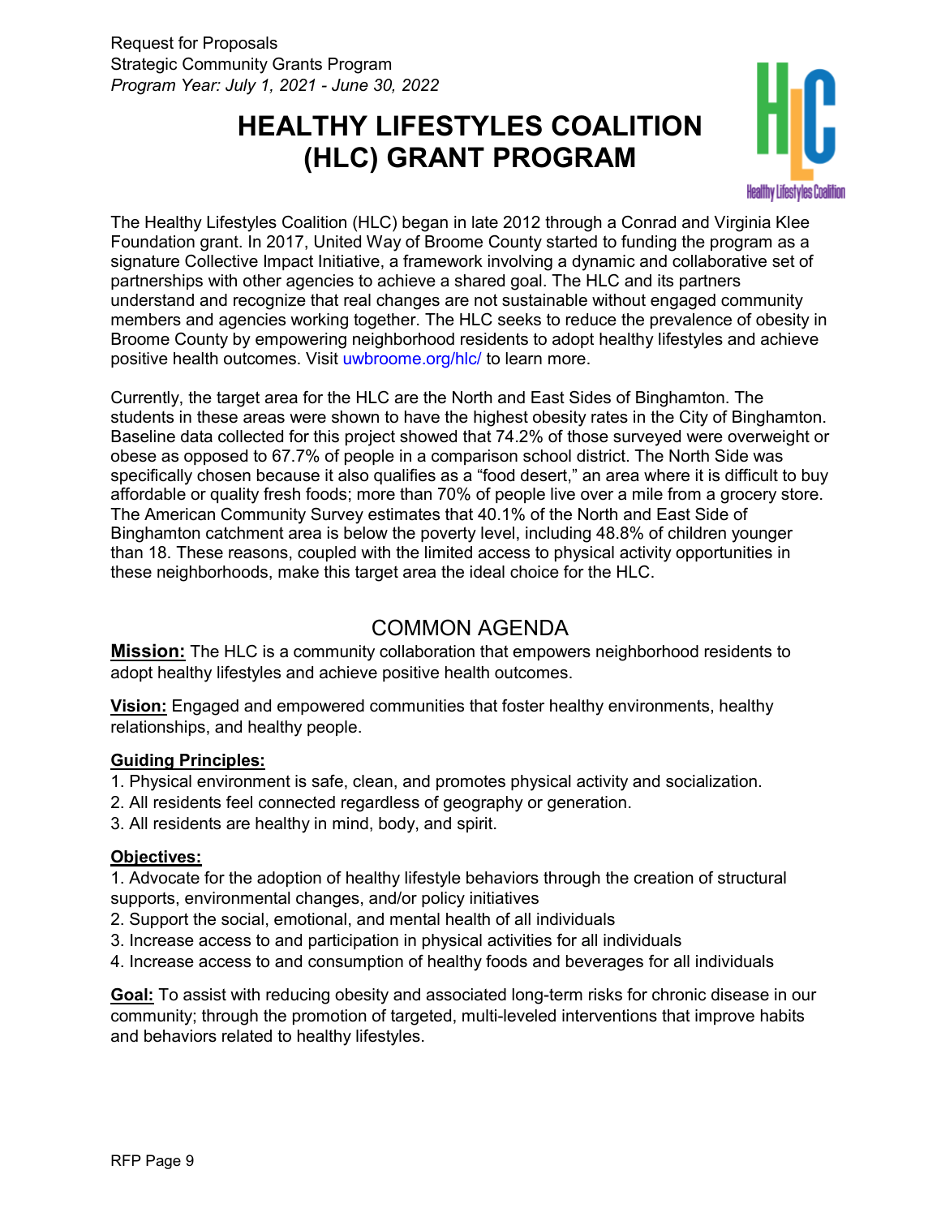Request for Proposals
Strategic Community Grants Program
*Program Year: July 1, 2021 - June 30, 2022*

# HEALTHY LIFESTYLES COALITION (HLC) GRANT PROGRAM

The Healthy Lifestyles Coalition (HLC) began in late 2012 through a Conrad and Virginia Klee Foundation grant. In 2017, United Way of Broome County started to funding the program as a signature Collective Impact Initiative, a framework involving a dynamic and collaborative set of partnerships with other agencies to achieve a shared goal. The HLC and its partners understand and recognize that real changes are not sustainable without engaged community members and agencies working together. The HLC seeks to reduce the prevalence of obesity in Broome County by empowering neighborhood residents to adopt healthy lifestyles and achieve positive health outcomes. Visit uwbroome.org/hlc/ to learn more.

Currently, the target area for the HLC are the North and East Sides of Binghamton. The students in these areas were shown to have the highest obesity rates in the City of Binghamton. Baseline data collected for this project showed that 74.2% of those surveyed were overweight or obese as opposed to 67.7% of people in a comparison school district. The North Side was specifically chosen because it also qualifies as a "food desert," an area where it is difficult to buy affordable or quality fresh foods; more than 70% of people live over a mile from a grocery store. The American Community Survey estimates that 40.1% of the North and East Side of Binghamton catchment area is below the poverty level, including 48.8% of children younger than 18. These reasons, coupled with the limited access to physical activity opportunities in these neighborhoods, make this target area the ideal choice for the HLC.

## COMMON AGENDA

**Mission:** The HLC is a community collaboration that empowers neighborhood residents to adopt healthy lifestyles and achieve positive health outcomes.

**Vision:** Engaged and empowered communities that foster healthy environments, healthy relationships, and healthy people.

**Guiding Principles:**

1. Physical environment is safe, clean, and promotes physical activity and socialization.
2. All residents feel connected regardless of geography or generation.
3. All residents are healthy in mind, body, and spirit.

**Objectives:**

1. Advocate for the adoption of healthy lifestyle behaviors through the creation of structural supports, environmental changes, and/or policy initiatives
2. Support the social, emotional, and mental health of all individuals
3. Increase access to and participation in physical activities for all individuals
4. Increase access to and consumption of healthy foods and beverages for all individuals

**Goal:** To assist with reducing obesity and associated long-term risks for chronic disease in our community; through the promotion of targeted, multi-leveled interventions that improve habits and behaviors related to healthy lifestyles.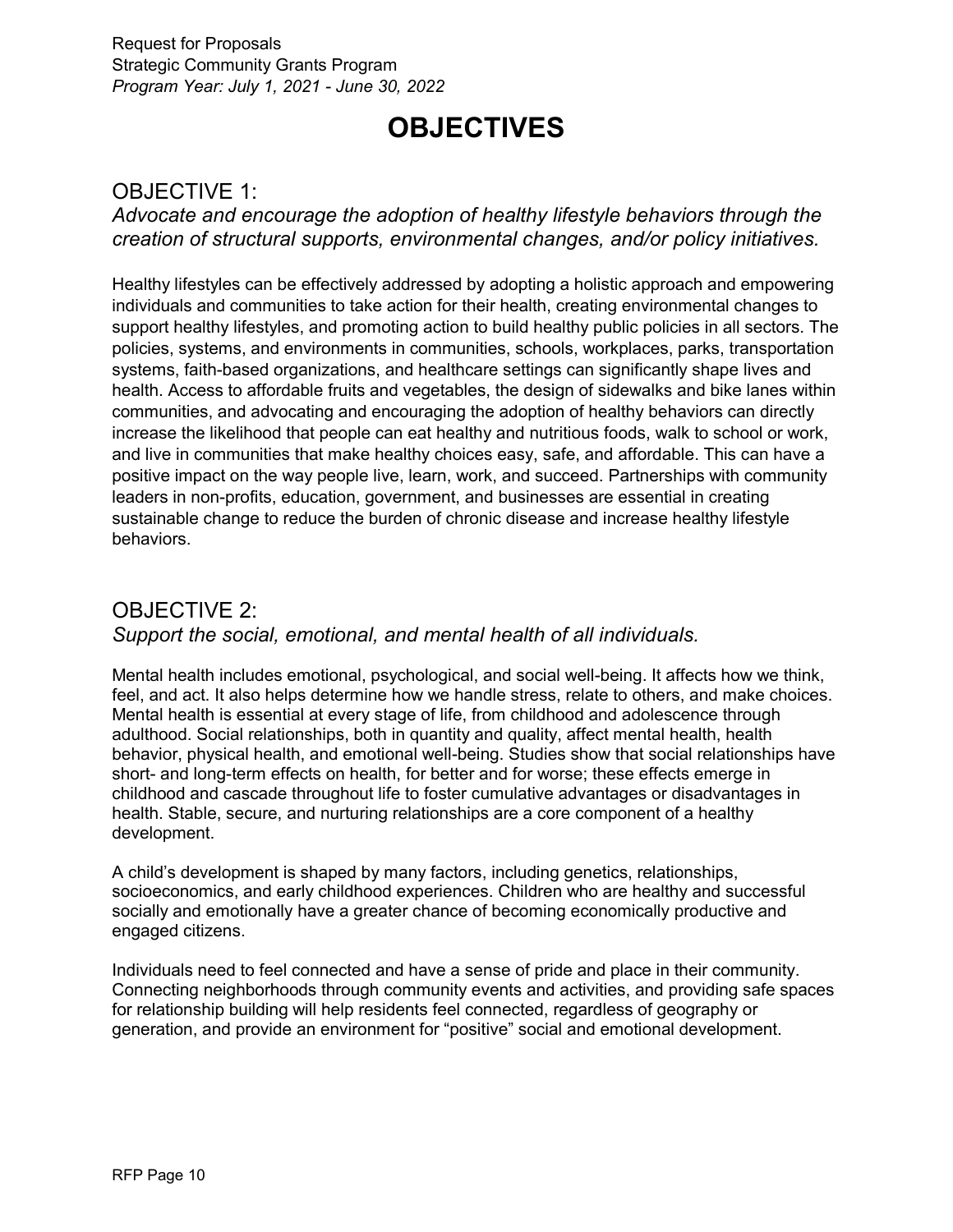# OBJECTIVES

## OBJECTIVE 1:

*Advocate and encourage the adoption of healthy lifestyle behaviors through the creation of structural supports, environmental changes, and/or policy initiatives.*

Healthy lifestyles can be effectively addressed by adopting a holistic approach and empowering individuals and communities to take action for their health, creating environmental changes to support healthy lifestyles, and promoting action to build healthy public policies in all sectors. The policies, systems, and environments in communities, schools, workplaces, parks, transportation systems, faith-based organizations, and healthcare settings can significantly shape lives and health. Access to affordable fruits and vegetables, the design of sidewalks and bike lanes within communities, and advocating and encouraging the adoption of healthy behaviors can directly increase the likelihood that people can eat healthy and nutritious foods, walk to school or work, and live in communities that make healthy choices easy, safe, and affordable. This can have a positive impact on the way people live, learn, work, and succeed. Partnerships with community leaders in non-profits, education, government, and businesses are essential in creating sustainable change to reduce the burden of chronic disease and increase healthy lifestyle behaviors.

## OBJECTIVE 2:

*Support the social, emotional, and mental health of all individuals.*

Mental health includes emotional, psychological, and social well-being. It affects how we think, feel, and act. It also helps determine how we handle stress, relate to others, and make choices. Mental health is essential at every stage of life, from childhood and adolescence through adulthood. Social relationships, both in quantity and quality, affect mental health, health behavior, physical health, and emotional well-being. Studies show that social relationships have short- and long-term effects on health, for better and for worse; these effects emerge in childhood and cascade throughout life to foster cumulative advantages or disadvantages in health. Stable, secure, and nurturing relationships are a core component of a healthy development.

A child's development is shaped by many factors, including genetics, relationships, socioeconomics, and early childhood experiences. Children who are healthy and successful socially and emotionally have a greater chance of becoming economically productive and engaged citizens.

Individuals need to feel connected and have a sense of pride and place in their community. Connecting neighborhoods through community events and activities, and providing safe spaces for relationship building will help residents feel connected, regardless of geography or generation, and provide an environment for "positive" social and emotional development.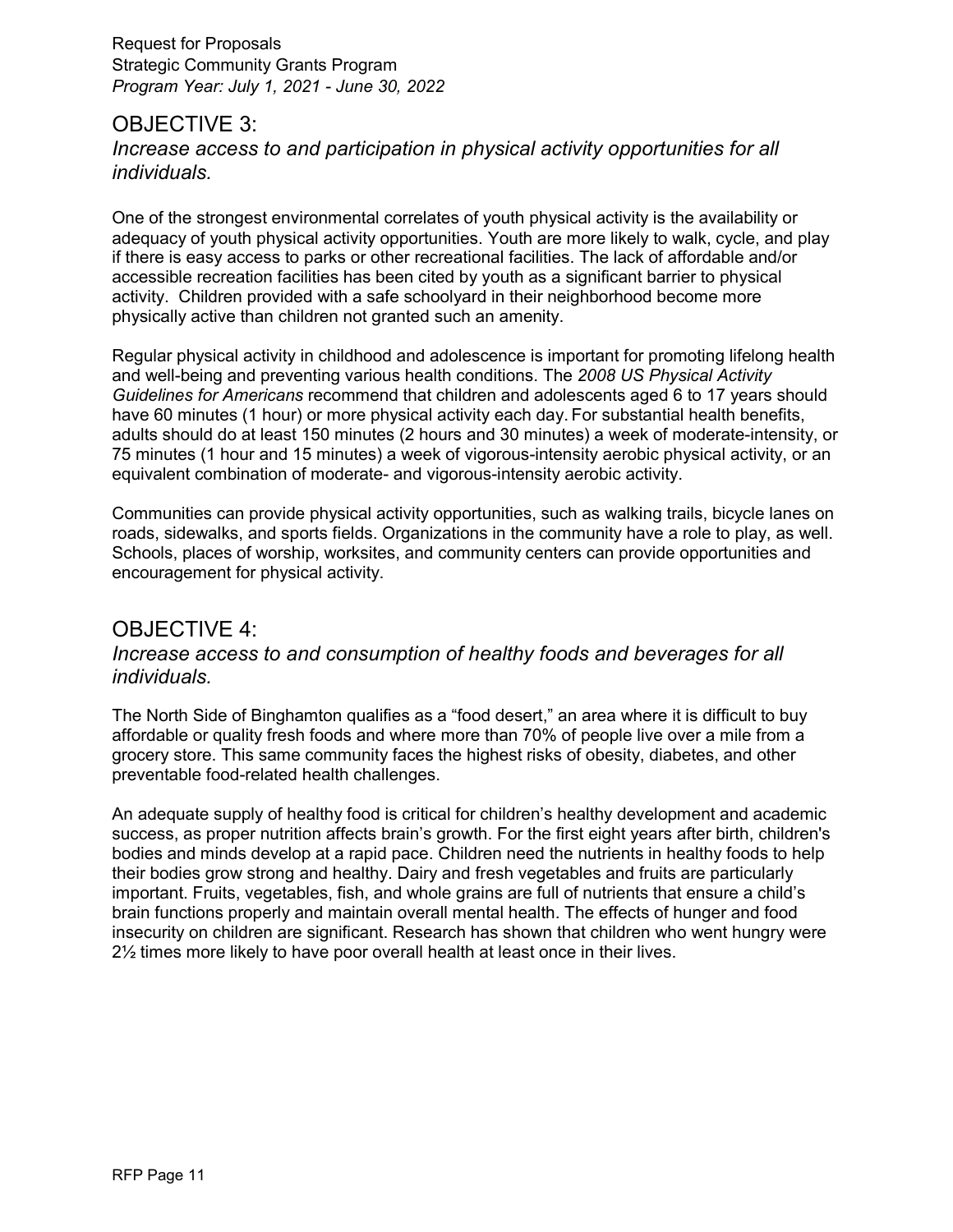## OBJECTIVE 3:

### *Increase access to and participation in physical activity opportunities for all individuals.*

One of the strongest environmental correlates of youth physical activity is the availability or adequacy of youth physical activity opportunities. Youth are more likely to walk, cycle, and play if there is easy access to parks or other recreational facilities. The lack of affordable and/or accessible recreation facilities has been cited by youth as a significant barrier to physical activity. Children provided with a safe schoolyard in their neighborhood become more physically active than children not granted such an amenity.

Regular physical activity in childhood and adolescence is important for promoting lifelong health and well-being and preventing various health conditions. The *2008 US Physical Activity Guidelines for Americans* recommend that children and adolescents aged 6 to 17 years should have 60 minutes (1 hour) or more physical activity each day. For substantial health benefits, adults should do at least 150 minutes (2 hours and 30 minutes) a week of moderate-intensity, or 75 minutes (1 hour and 15 minutes) a week of vigorous-intensity aerobic physical activity, or an equivalent combination of moderate- and vigorous-intensity aerobic activity.

Communities can provide physical activity opportunities, such as walking trails, bicycle lanes on roads, sidewalks, and sports fields. Organizations in the community have a role to play, as well. Schools, places of worship, worksites, and community centers can provide opportunities and encouragement for physical activity.

## OBJECTIVE 4:

### *Increase access to and consumption of healthy foods and beverages for all individuals.*

The North Side of Binghamton qualifies as a "food desert," an area where it is difficult to buy affordable or quality fresh foods and where more than 70% of people live over a mile from a grocery store. This same community faces the highest risks of obesity, diabetes, and other preventable food-related health challenges.

An adequate supply of healthy food is critical for children's healthy development and academic success, as proper nutrition affects brain's growth. For the first eight years after birth, children's bodies and minds develop at a rapid pace. Children need the nutrients in healthy foods to help their bodies grow strong and healthy. Dairy and fresh vegetables and fruits are particularly important. Fruits, vegetables, fish, and whole grains are full of nutrients that ensure a child's brain functions properly and maintain overall mental health. The effects of hunger and food insecurity on children are significant. Research has shown that children who went hungry were 2½ times more likely to have poor overall health at least once in their lives.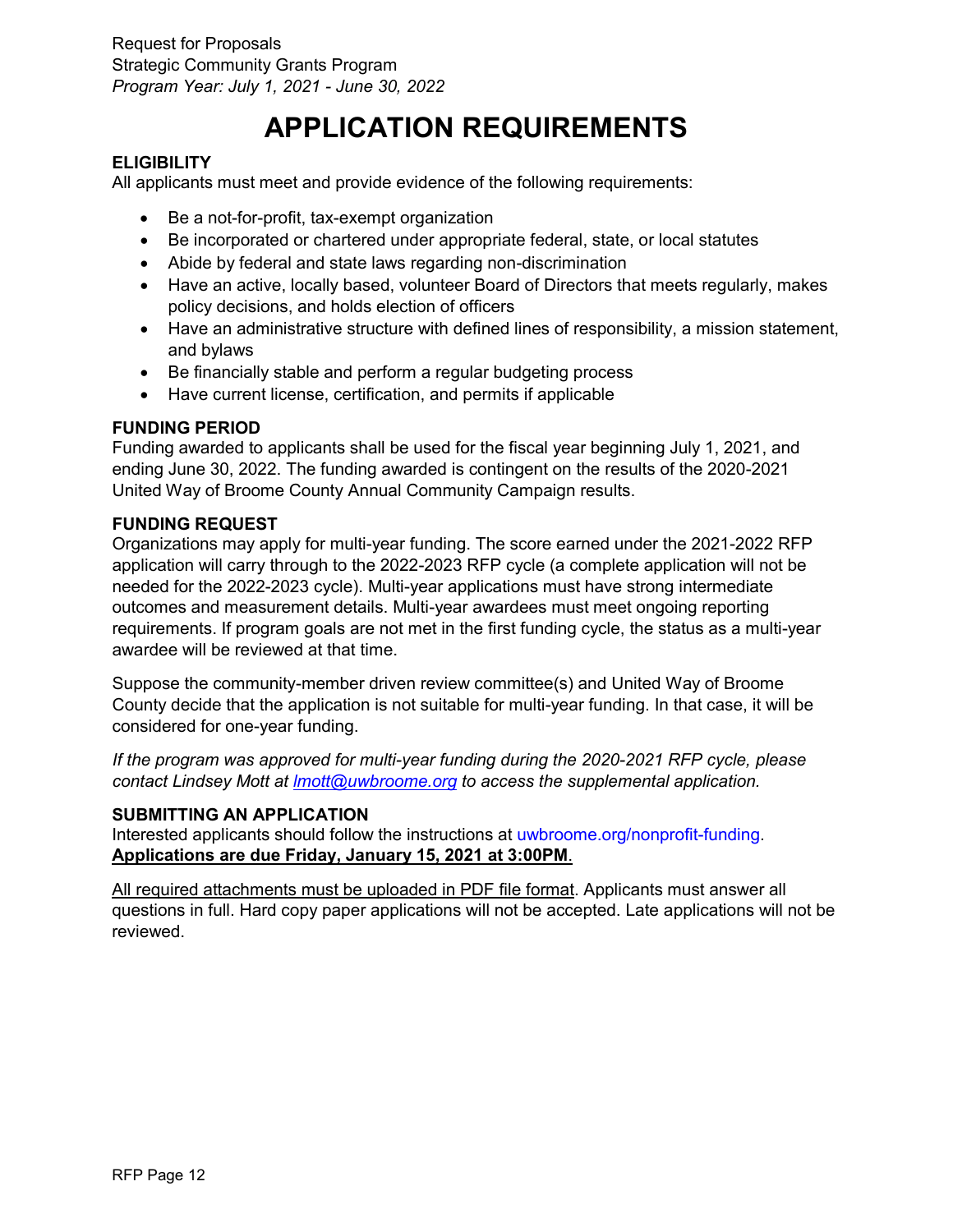Request for Proposals
Strategic Community Grants Program
*Program Year: July 1, 2021 - June 30, 2022*

# APPLICATION REQUIREMENTS

**ELIGIBILITY**
All applicants must meet and provide evidence of the following requirements:

- Be a not-for-profit, tax-exempt organization
- Be incorporated or chartered under appropriate federal, state, or local statutes
- Abide by federal and state laws regarding non-discrimination
- Have an active, locally based, volunteer Board of Directors that meets regularly, makes policy decisions, and holds election of officers
- Have an administrative structure with defined lines of responsibility, a mission statement, and bylaws
- Be financially stable and perform a regular budgeting process
- Have current license, certification, and permits if applicable

**FUNDING PERIOD**
Funding awarded to applicants shall be used for the fiscal year beginning July 1, 2021, and ending June 30, 2022. The funding awarded is contingent on the results of the 2020-2021 United Way of Broome County Annual Community Campaign results.

**FUNDING REQUEST**
Organizations may apply for multi-year funding. The score earned under the 2021-2022 RFP application will carry through to the 2022-2023 RFP cycle (a complete application will not be needed for the 2022-2023 cycle). Multi-year applications must have strong intermediate outcomes and measurement details. Multi-year awardees must meet ongoing reporting requirements. If program goals are not met in the first funding cycle, the status as a multi-year awardee will be reviewed at that time.

Suppose the community-member driven review committee(s) and United Way of Broome County decide that the application is not suitable for multi-year funding. In that case, it will be considered for one-year funding.

*If the program was approved for multi-year funding during the 2020-2021 RFP cycle, please contact Lindsey Mott at lmott@uwbroome.org to access the supplemental application.*

**SUBMITTING AN APPLICATION**
Interested applicants should follow the instructions at uwbroome.org/nonprofit-funding.
**Applications are due Friday, January 15, 2021 at 3:00PM**.

All required attachments must be uploaded in PDF file format. Applicants must answer all questions in full. Hard copy paper applications will not be accepted. Late applications will not be reviewed.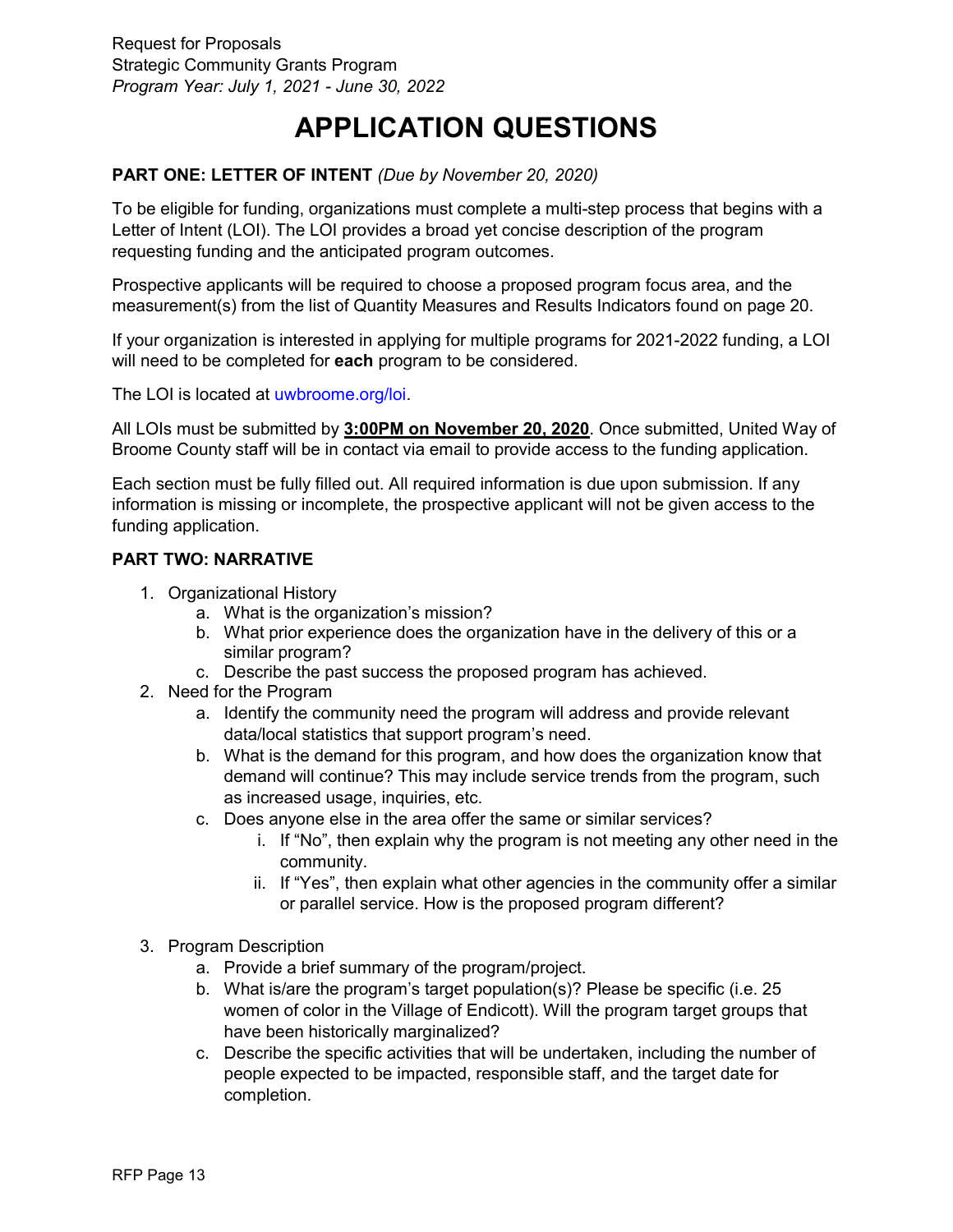Request for Proposals
Strategic Community Grants Program
*Program Year: July 1, 2021 - June 30, 2022*

# APPLICATION QUESTIONS

**PART ONE: LETTER OF INTENT** *(Due by November 20, 2020)*

To be eligible for funding, organizations must complete a multi-step process that begins with a Letter of Intent (LOI). The LOI provides a broad yet concise description of the program requesting funding and the anticipated program outcomes.

Prospective applicants will be required to choose a proposed program focus area, and the measurement(s) from the list of Quantity Measures and Results Indicators found on page 20.

If your organization is interested in applying for multiple programs for 2021-2022 funding, a LOI will need to be completed for **each** program to be considered.

The LOI is located at uwbroome.org/loi.

All LOIs must be submitted by **3:00PM on November 20, 2020**. Once submitted, United Way of Broome County staff will be in contact via email to provide access to the funding application.

Each section must be fully filled out. All required information is due upon submission. If any information is missing or incomplete, the prospective applicant will not be given access to the funding application.

**PART TWO: NARRATIVE**

1. Organizational History
   a. What is the organization's mission?
   b. What prior experience does the organization have in the delivery of this or a similar program?
   c. Describe the past success the proposed program has achieved.
2. Need for the Program
   a. Identify the community need the program will address and provide relevant data/local statistics that support program's need.
   b. What is the demand for this program, and how does the organization know that demand will continue? This may include service trends from the program, such as increased usage, inquiries, etc.
   c. Does anyone else in the area offer the same or similar services?
      i. If "No", then explain why the program is not meeting any other need in the community.
      ii. If "Yes", then explain what other agencies in the community offer a similar or parallel service. How is the proposed program different?
3. Program Description
   a. Provide a brief summary of the program/project.
   b. What is/are the program's target population(s)? Please be specific (i.e. 25 women of color in the Village of Endicott). Will the program target groups that have been historically marginalized?
   c. Describe the specific activities that will be undertaken, including the number of people expected to be impacted, responsible staff, and the target date for completion.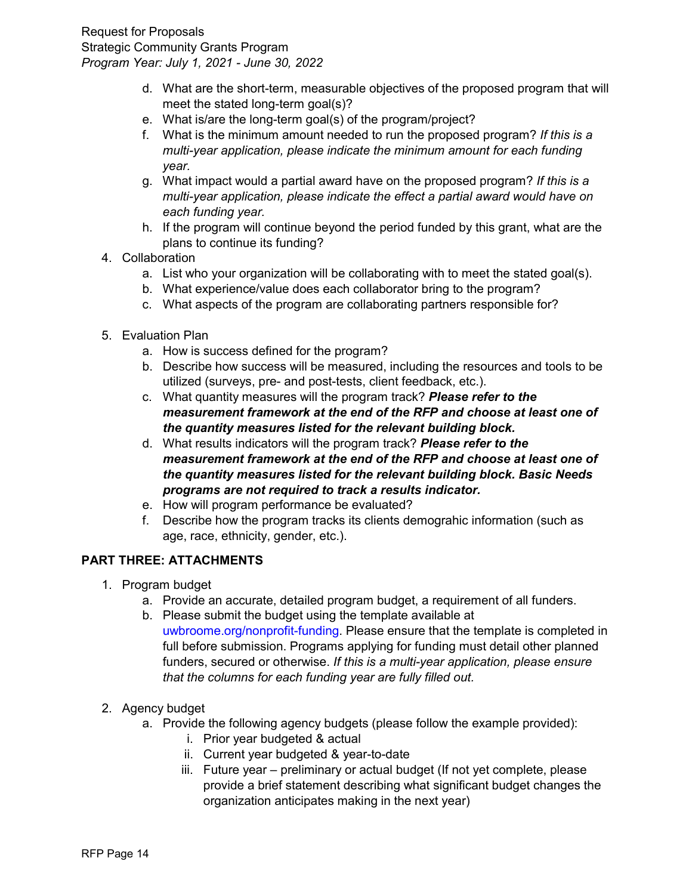d. What are the short-term, measurable objectives of the proposed program that will meet the stated long-term goal(s)?
   e. What is/are the long-term goal(s) of the program/project?
   f. What is the minimum amount needed to run the proposed program? *If this is a multi-year application, please indicate the minimum amount for each funding year.*
   g. What impact would a partial award have on the proposed program? *If this is a multi-year application, please indicate the effect a partial award would have on each funding year.*
   h. If the program will continue beyond the period funded by this grant, what are the plans to continue its funding?

4. Collaboration
   a. List who your organization will be collaborating with to meet the stated goal(s).
   b. What experience/value does each collaborator bring to the program?
   c. What aspects of the program are collaborating partners responsible for?

5. Evaluation Plan
   a. How is success defined for the program?
   b. Describe how success will be measured, including the resources and tools to be utilized (surveys, pre- and post-tests, client feedback, etc.).
   c. What quantity measures will the program track? ***Please refer to the measurement framework at the end of the RFP and choose at least one of the quantity measures listed for the relevant building block.***
   d. What results indicators will the program track? ***Please refer to the measurement framework at the end of the RFP and choose at least one of the quantity measures listed for the relevant building block. Basic Needs programs are not required to track a results indicator.***
   e. How will program performance be evaluated?
   f. Describe how the program tracks its clients demograhic information (such as age, race, ethnicity, gender, etc.).

## PART THREE: ATTACHMENTS

1. Program budget
   a. Provide an accurate, detailed program budget, a requirement of all funders.
   b. Please submit the budget using the template available at uwbroome.org/nonprofit-funding. Please ensure that the template is completed in full before submission. Programs applying for funding must detail other planned funders, secured or otherwise. *If this is a multi-year application, please ensure that the columns for each funding year are fully filled out.*

2. Agency budget
   a. Provide the following agency budgets (please follow the example provided):
      i. Prior year budgeted & actual
      ii. Current year budgeted & year-to-date
      iii. Future year – preliminary or actual budget (If not yet complete, please provide a brief statement describing what significant budget changes the organization anticipates making in the next year)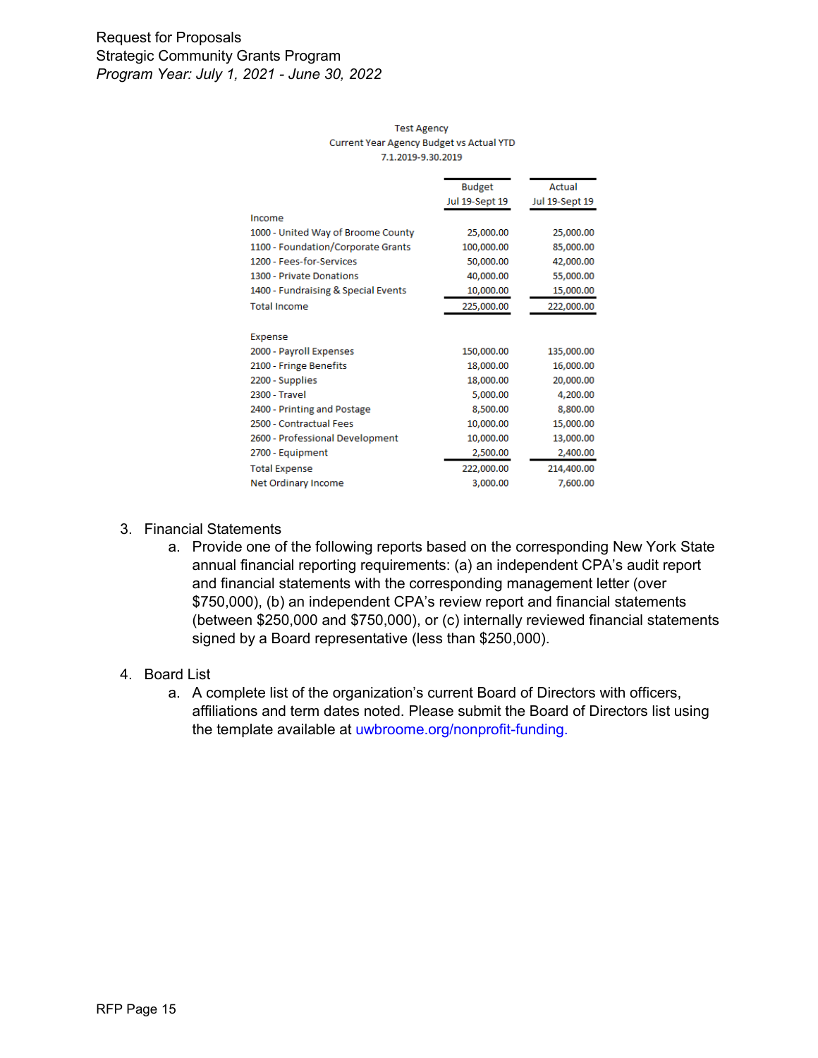Test Agency
Current Year Agency Budget vs Actual YTD
7.1.2019-9.30.2019

| | Budget Jul 19-Sept 19 | Actual Jul 19-Sept 19 |
|---|---|---|
| Income | | |
| 1000 - United Way of Broome County | 25,000.00 | 25,000.00 |
| 1100 - Foundation/Corporate Grants | 100,000.00 | 85,000.00 |
| 1200 - Fees-for-Services | 50,000.00 | 42,000.00 |
| 1300 - Private Donations | 40,000.00 | 55,000.00 |
| 1400 - Fundraising & Special Events | 10,000.00 | 15,000.00 |
| Total Income | 225,000.00 | 222,000.00 |
| | | |
| Expense | | |
| 2000 - Payroll Expenses | 150,000.00 | 135,000.00 |
| 2100 - Fringe Benefits | 18,000.00 | 16,000.00 |
| 2200 - Supplies | 18,000.00 | 20,000.00 |
| 2300 - Travel | 5,000.00 | 4,200.00 |
| 2400 - Printing and Postage | 8,500.00 | 8,800.00 |
| 2500 - Contractual Fees | 10,000.00 | 15,000.00 |
| 2600 - Professional Development | 10,000.00 | 13,000.00 |
| 2700 - Equipment | 2,500.00 | 2,400.00 |
| Total Expense | 222,000.00 | 214,400.00 |
| Net Ordinary Income | 3,000.00 | 7,600.00 |

3. Financial Statements
    a. Provide one of the following reports based on the corresponding New York State annual financial reporting requirements: (a) an independent CPA's audit report and financial statements with the corresponding management letter (over $750,000), (b) an independent CPA's review report and financial statements (between $250,000 and $750,000), or (c) internally reviewed financial statements signed by a Board representative (less than $250,000).

4. Board List
    a. A complete list of the organization's current Board of Directors with officers, affiliations and term dates noted. Please submit the Board of Directors list using the template available at uwbroome.org/nonprofit-funding.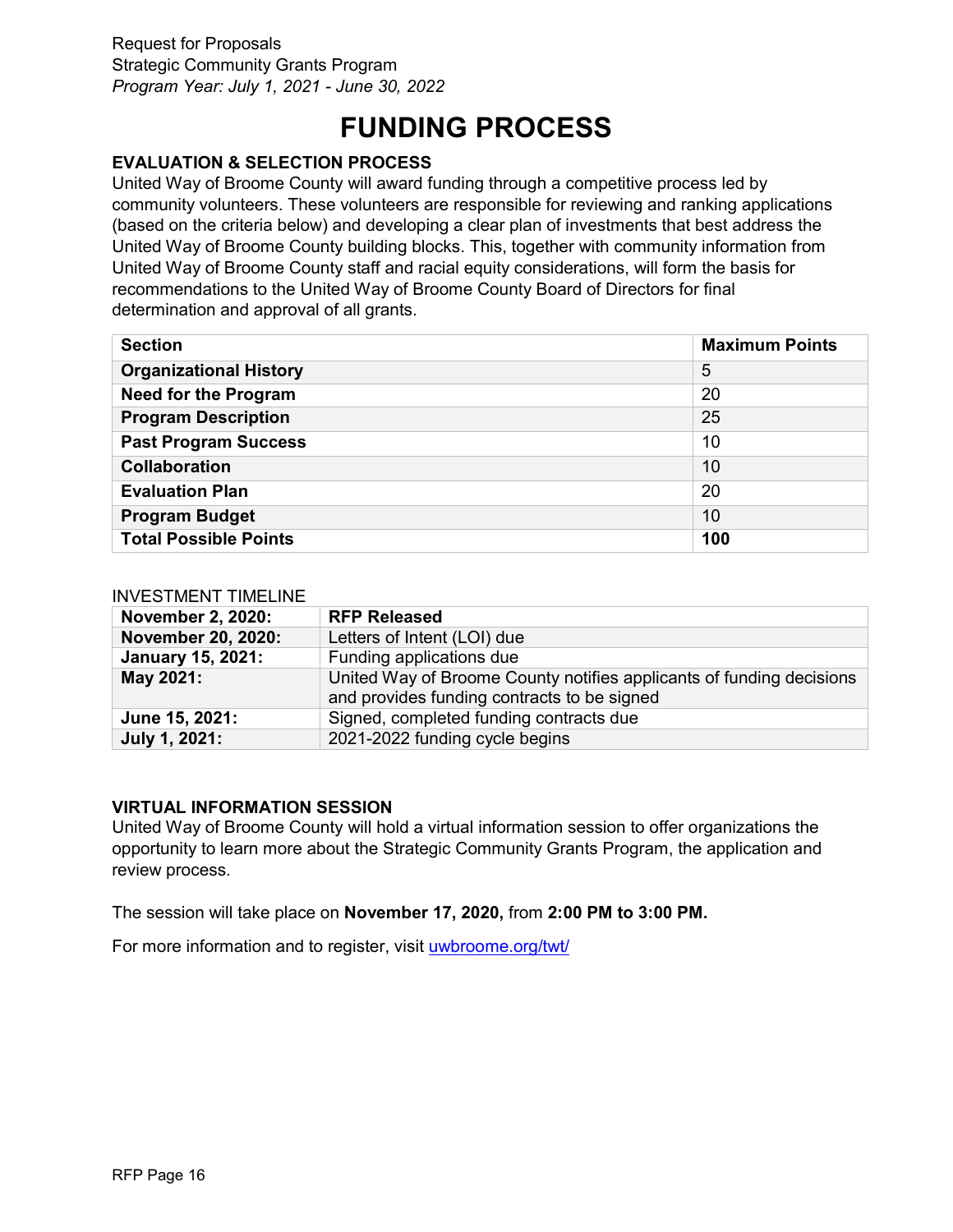# FUNDING PROCESS

### EVALUATION & SELECTION PROCESS

United Way of Broome County will award funding through a competitive process led by community volunteers. These volunteers are responsible for reviewing and ranking applications (based on the criteria below) and developing a clear plan of investments that best address the United Way of Broome County building blocks. This, together with community information from United Way of Broome County staff and racial equity considerations, will form the basis for recommendations to the United Way of Broome County Board of Directors for final determination and approval of all grants.

| Section | Maximum Points |
|---|---|
| **Organizational History** | 5 |
| **Need for the Program** | 20 |
| **Program Description** | 25 |
| **Past Program Success** | 10 |
| **Collaboration** | 10 |
| **Evaluation Plan** | 20 |
| **Program Budget** | 10 |
| **Total Possible Points** | **100** |

INVESTMENT TIMELINE

| | |
|---|---|
| **November 2, 2020:** | **RFP Released** |
| **November 20, 2020:** | Letters of Intent (LOI) due |
| **January 15, 2021:** | Funding applications due |
| **May 2021:** | United Way of Broome County notifies applicants of funding decisions and provides funding contracts to be signed |
| **June 15, 2021:** | Signed, completed funding contracts due |
| **July 1, 2021:** | 2021-2022 funding cycle begins |

### VIRTUAL INFORMATION SESSION

United Way of Broome County will hold a virtual information session to offer organizations the opportunity to learn more about the Strategic Community Grants Program, the application and review process.

The session will take place on **November 17, 2020,** from **2:00 PM to 3:00 PM.**

For more information and to register, visit [uwbroome.org/twt/](uwbroome.org/twt/)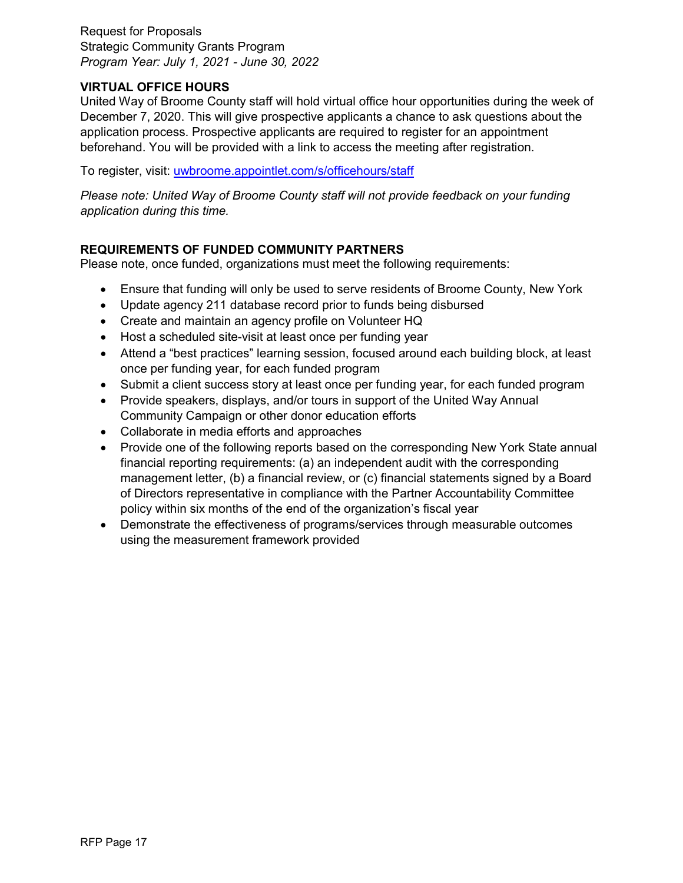### VIRTUAL OFFICE HOURS

United Way of Broome County staff will hold virtual office hour opportunities during the week of December 7, 2020. This will give prospective applicants a chance to ask questions about the application process. Prospective applicants are required to register for an appointment beforehand. You will be provided with a link to access the meeting after registration.

To register, visit: [uwbroome.appointlet.com/s/officehours/staff](uwbroome.appointlet.com/s/officehours/staff)

*Please note: United Way of Broome County staff will not provide feedback on your funding application during this time.*

### REQUIREMENTS OF FUNDED COMMUNITY PARTNERS

Please note, once funded, organizations must meet the following requirements:

- Ensure that funding will only be used to serve residents of Broome County, New York
- Update agency 211 database record prior to funds being disbursed
- Create and maintain an agency profile on Volunteer HQ
- Host a scheduled site-visit at least once per funding year
- Attend a "best practices" learning session, focused around each building block, at least once per funding year, for each funded program
- Submit a client success story at least once per funding year, for each funded program
- Provide speakers, displays, and/or tours in support of the United Way Annual Community Campaign or other donor education efforts
- Collaborate in media efforts and approaches
- Provide one of the following reports based on the corresponding New York State annual financial reporting requirements: (a) an independent audit with the corresponding management letter, (b) a financial review, or (c) financial statements signed by a Board of Directors representative in compliance with the Partner Accountability Committee policy within six months of the end of the organization's fiscal year
- Demonstrate the effectiveness of programs/services through measurable outcomes using the measurement framework provided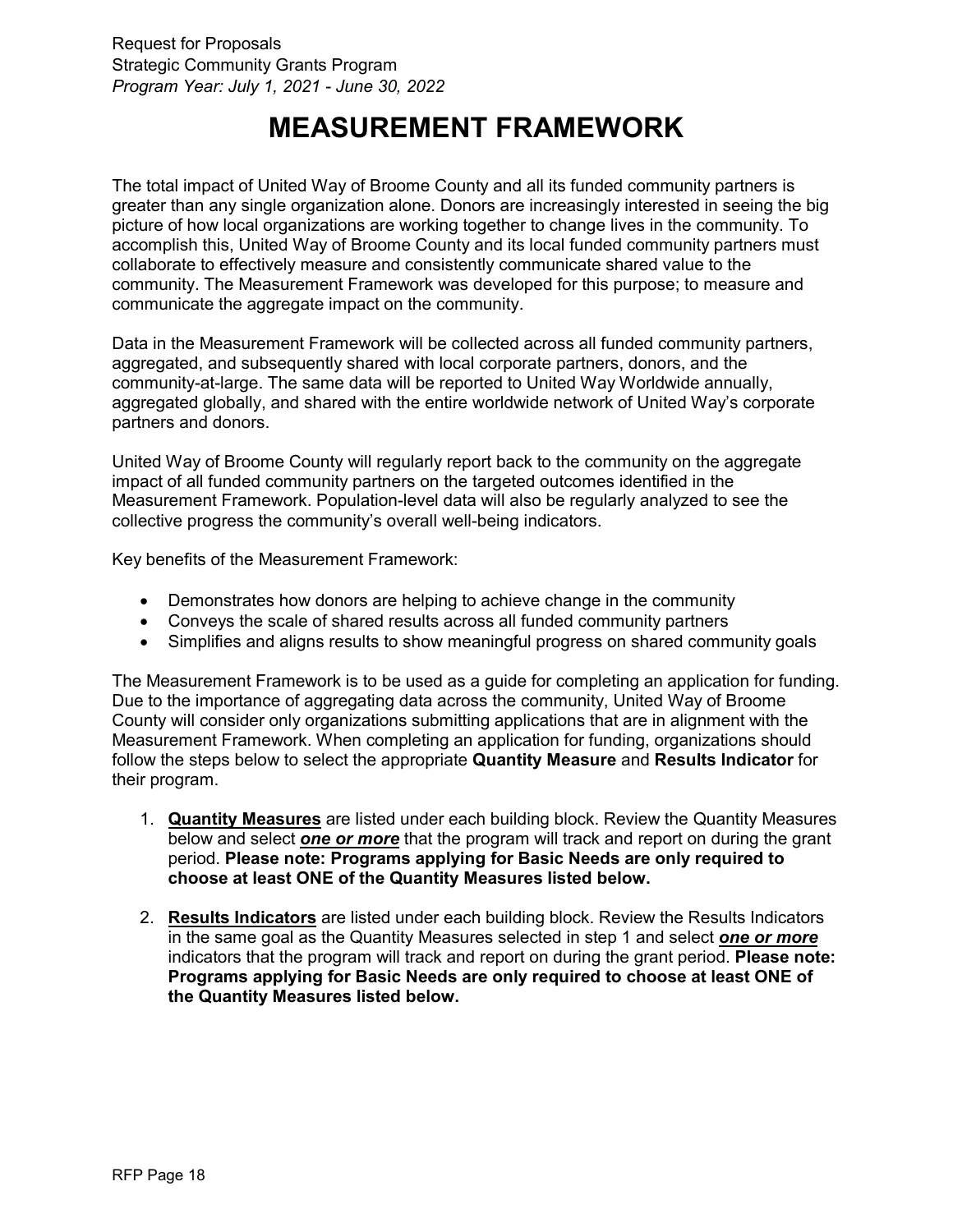# MEASUREMENT FRAMEWORK

The total impact of United Way of Broome County and all its funded community partners is greater than any single organization alone. Donors are increasingly interested in seeing the big picture of how local organizations are working together to change lives in the community. To accomplish this, United Way of Broome County and its local funded community partners must collaborate to effectively measure and consistently communicate shared value to the community. The Measurement Framework was developed for this purpose; to measure and communicate the aggregate impact on the community.

Data in the Measurement Framework will be collected across all funded community partners, aggregated, and subsequently shared with local corporate partners, donors, and the community-at-large. The same data will be reported to United Way Worldwide annually, aggregated globally, and shared with the entire worldwide network of United Way's corporate partners and donors.

United Way of Broome County will regularly report back to the community on the aggregate impact of all funded community partners on the targeted outcomes identified in the Measurement Framework. Population-level data will also be regularly analyzed to see the collective progress the community's overall well-being indicators.

Key benefits of the Measurement Framework:

- Demonstrates how donors are helping to achieve change in the community
- Conveys the scale of shared results across all funded community partners
- Simplifies and aligns results to show meaningful progress on shared community goals

The Measurement Framework is to be used as a guide for completing an application for funding. Due to the importance of aggregating data across the community, United Way of Broome County will consider only organizations submitting applications that are in alignment with the Measurement Framework. When completing an application for funding, organizations should follow the steps below to select the appropriate **Quantity Measure** and **Results Indicator** for their program.

1. **Quantity Measures** are listed under each building block. Review the Quantity Measures below and select ***one or more*** that the program will track and report on during the grant period. **Please note: Programs applying for Basic Needs are only required to choose at least ONE of the Quantity Measures listed below.**

2. **Results Indicators** are listed under each building block. Review the Results Indicators in the same goal as the Quantity Measures selected in step 1 and select ***one or more*** indicators that the program will track and report on during the grant period. **Please note: Programs applying for Basic Needs are only required to choose at least ONE of the Quantity Measures listed below.**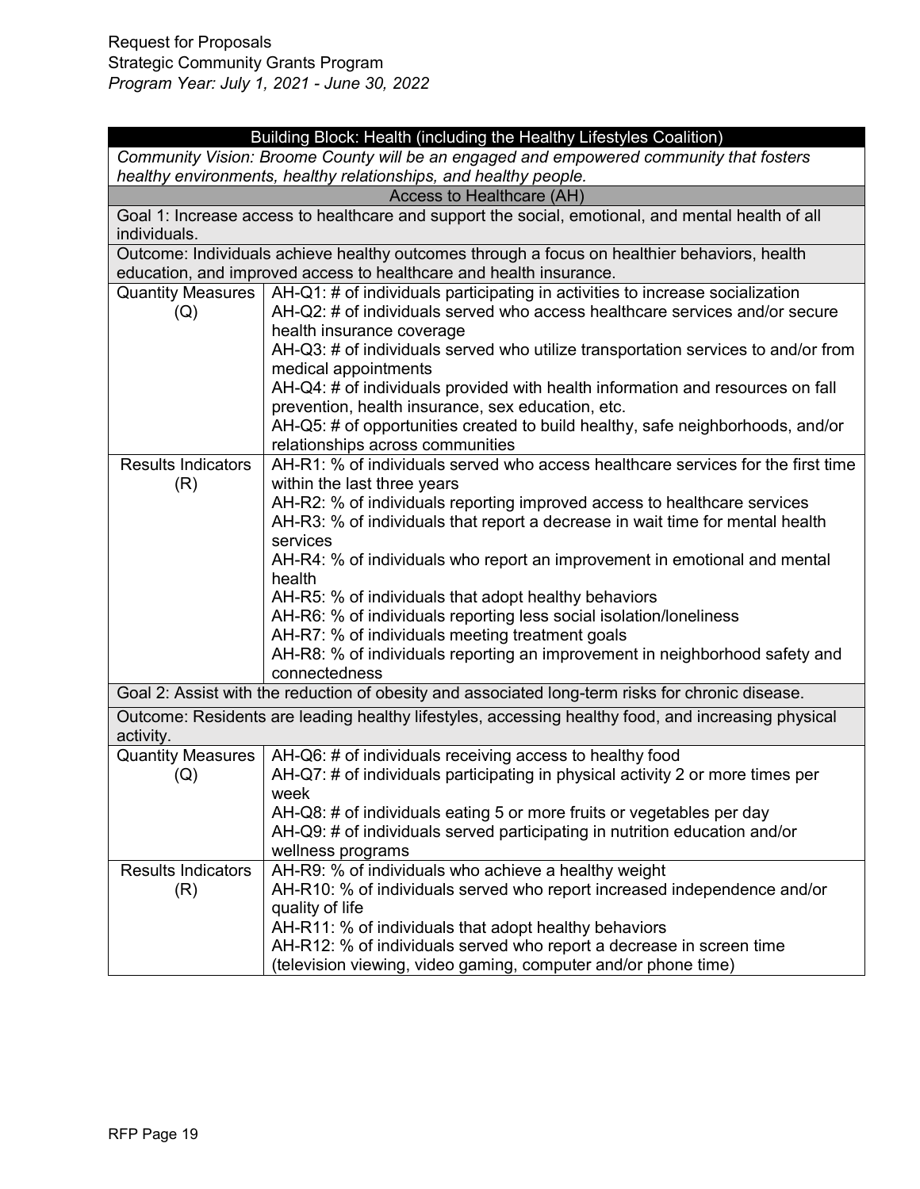| Building Block: Health (including the Healthy Lifestyles Coalition) | |
|---|---|
| *Community Vision: Broome County will be an engaged and empowered community that fosters healthy environments, healthy relationships, and healthy people.* | |
| Access to Healthcare (AH) | |
| Goal 1: Increase access to healthcare and support the social, emotional, and mental health of all individuals. | |
| Outcome: Individuals achieve healthy outcomes through a focus on healthier behaviors, health education, and improved access to healthcare and health insurance. | |
| Quantity Measures (Q) | AH-Q1: # of individuals participating in activities to increase socialization<br>AH-Q2: # of individuals served who access healthcare services and/or secure health insurance coverage<br>AH-Q3: # of individuals served who utilize transportation services to and/or from medical appointments<br>AH-Q4: # of individuals provided with health information and resources on fall prevention, health insurance, sex education, etc.<br>AH-Q5: # of opportunities created to build healthy, safe neighborhoods, and/or relationships across communities |
| Results Indicators (R) | AH-R1: % of individuals served who access healthcare services for the first time within the last three years<br>AH-R2: % of individuals reporting improved access to healthcare services<br>AH-R3: % of individuals that report a decrease in wait time for mental health services<br>AH-R4: % of individuals who report an improvement in emotional and mental health<br>AH-R5: % of individuals that adopt healthy behaviors<br>AH-R6: % of individuals reporting less social isolation/loneliness<br>AH-R7: % of individuals meeting treatment goals<br>AH-R8: % of individuals reporting an improvement in neighborhood safety and connectedness |
| Goal 2: Assist with the reduction of obesity and associated long-term risks for chronic disease. | |
| Outcome: Residents are leading healthy lifestyles, accessing healthy food, and increasing physical activity. | |
| Quantity Measures (Q) | AH-Q6: # of individuals receiving access to healthy food<br>AH-Q7: # of individuals participating in physical activity 2 or more times per week<br>AH-Q8: # of individuals eating 5 or more fruits or vegetables per day<br>AH-Q9: # of individuals served participating in nutrition education and/or wellness programs |
| Results Indicators (R) | AH-R9: % of individuals who achieve a healthy weight<br>AH-R10: % of individuals served who report increased independence and/or quality of life<br>AH-R11: % of individuals that adopt healthy behaviors<br>AH-R12: % of individuals served who report a decrease in screen time (television viewing, video gaming, computer and/or phone time) |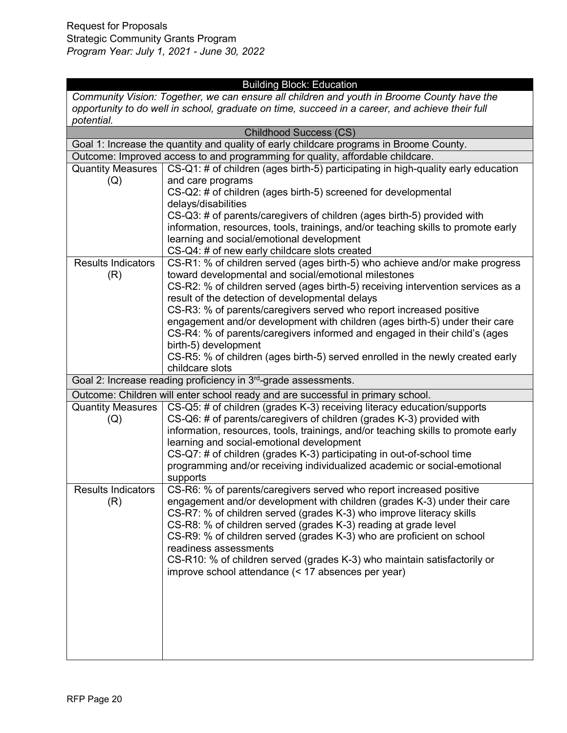| Building Block: Education | |
|---|---|
| *Community Vision: Together, we can ensure all children and youth in Broome County have the opportunity to do well in school, graduate on time, succeed in a career, and achieve their full potential.* | |
| Childhood Success (CS) | |
| Goal 1: Increase the quantity and quality of early childcare programs in Broome County. | |
| Outcome: Improved access to and programming for quality, affordable childcare. | |
| Quantity Measures (Q) | CS-Q1: # of children (ages birth-5) participating in high-quality early education and care programs<br>CS-Q2: # of children (ages birth-5) screened for developmental delays/disabilities<br>CS-Q3: # of parents/caregivers of children (ages birth-5) provided with information, resources, tools, trainings, and/or teaching skills to promote early learning and social/emotional development<br>CS-Q4: # of new early childcare slots created |
| Results Indicators (R) | CS-R1: % of children served (ages birth-5) who achieve and/or make progress toward developmental and social/emotional milestones<br>CS-R2: % of children served (ages birth-5) receiving intervention services as a result of the detection of developmental delays<br>CS-R3: % of parents/caregivers served who report increased positive engagement and/or development with children (ages birth-5) under their care<br>CS-R4: % of parents/caregivers informed and engaged in their child's (ages birth-5) development<br>CS-R5: % of children (ages birth-5) served enrolled in the newly created early childcare slots |
| Goal 2: Increase reading proficiency in 3rd-grade assessments. | |
| Outcome: Children will enter school ready and are successful in primary school. | |
| Quantity Measures (Q) | CS-Q5: # of children (grades K-3) receiving literacy education/supports<br>CS-Q6: # of parents/caregivers of children (grades K-3) provided with information, resources, tools, trainings, and/or teaching skills to promote early learning and social-emotional development<br>CS-Q7: # of children (grades K-3) participating in out-of-school time programming and/or receiving individualized academic or social-emotional supports |
| Results Indicators (R) | CS-R6: % of parents/caregivers served who report increased positive engagement and/or development with children (grades K-3) under their care<br>CS-R7: % of children served (grades K-3) who improve literacy skills<br>CS-R8: % of children served (grades K-3) reading at grade level<br>CS-R9: % of children served (grades K-3) who are proficient on school readiness assessments<br>CS-R10: % of children served (grades K-3) who maintain satisfactorily or improve school attendance (< 17 absences per year) |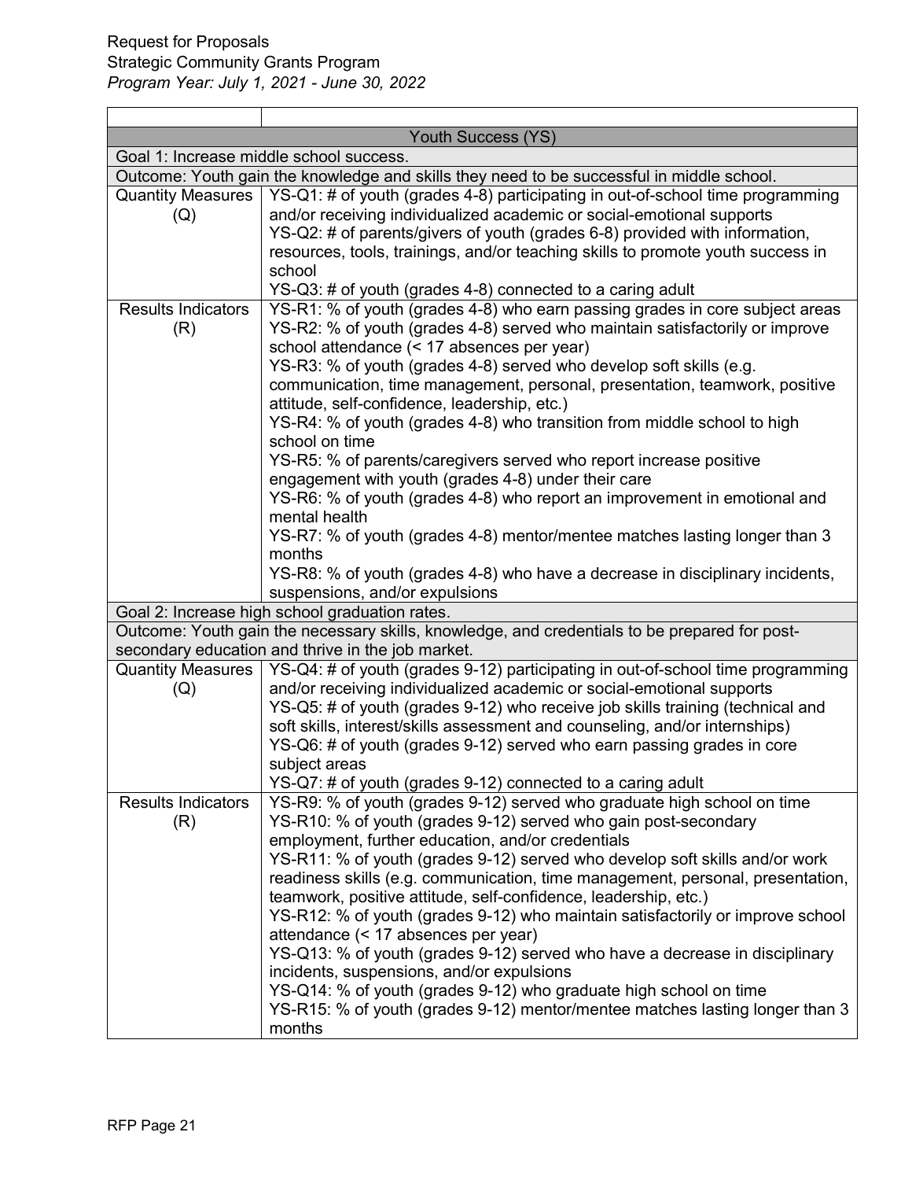| | |
|---|---|
| **Youth Success (YS)** | |
| Goal 1: Increase middle school success. | |
| Outcome: Youth gain the knowledge and skills they need to be successful in middle school. | |
| Quantity Measures (Q) | YS-Q1: # of youth (grades 4-8) participating in out-of-school time programming and/or receiving individualized academic or social-emotional supports<br>YS-Q2: # of parents/givers of youth (grades 6-8) provided with information, resources, tools, trainings, and/or teaching skills to promote youth success in school<br>YS-Q3: # of youth (grades 4-8) connected to a caring adult |
| Results Indicators (R) | YS-R1: % of youth (grades 4-8) who earn passing grades in core subject areas<br>YS-R2: % of youth (grades 4-8) served who maintain satisfactorily or improve school attendance (< 17 absences per year)<br>YS-R3: % of youth (grades 4-8) served who develop soft skills (e.g. communication, time management, personal, presentation, teamwork, positive attitude, self-confidence, leadership, etc.)<br>YS-R4: % of youth (grades 4-8) who transition from middle school to high school on time<br>YS-R5: % of parents/caregivers served who report increase positive engagement with youth (grades 4-8) under their care<br>YS-R6: % of youth (grades 4-8) who report an improvement in emotional and mental health<br>YS-R7: % of youth (grades 4-8) mentor/mentee matches lasting longer than 3 months<br>YS-R8: % of youth (grades 4-8) who have a decrease in disciplinary incidents, suspensions, and/or expulsions |
| Goal 2: Increase high school graduation rates. | |
| Outcome: Youth gain the necessary skills, knowledge, and credentials to be prepared for post-secondary education and thrive in the job market. | |
| Quantity Measures (Q) | YS-Q4: # of youth (grades 9-12) participating in out-of-school time programming and/or receiving individualized academic or social-emotional supports<br>YS-Q5: # of youth (grades 9-12) who receive job skills training (technical and soft skills, interest/skills assessment and counseling, and/or internships)<br>YS-Q6: # of youth (grades 9-12) served who earn passing grades in core subject areas<br>YS-Q7: # of youth (grades 9-12) connected to a caring adult |
| Results Indicators (R) | YS-R9: % of youth (grades 9-12) served who graduate high school on time<br>YS-R10: % of youth (grades 9-12) served who gain post-secondary employment, further education, and/or credentials<br>YS-R11: % of youth (grades 9-12) served who develop soft skills and/or work readiness skills (e.g. communication, time management, personal, presentation, teamwork, positive attitude, self-confidence, leadership, etc.)<br>YS-R12: % of youth (grades 9-12) who maintain satisfactorily or improve school attendance (< 17 absences per year)<br>YS-Q13: % of youth (grades 9-12) served who have a decrease in disciplinary incidents, suspensions, and/or expulsions<br>YS-Q14: % of youth (grades 9-12) who graduate high school on time<br>YS-R15: % of youth (grades 9-12) mentor/mentee matches lasting longer than 3 months |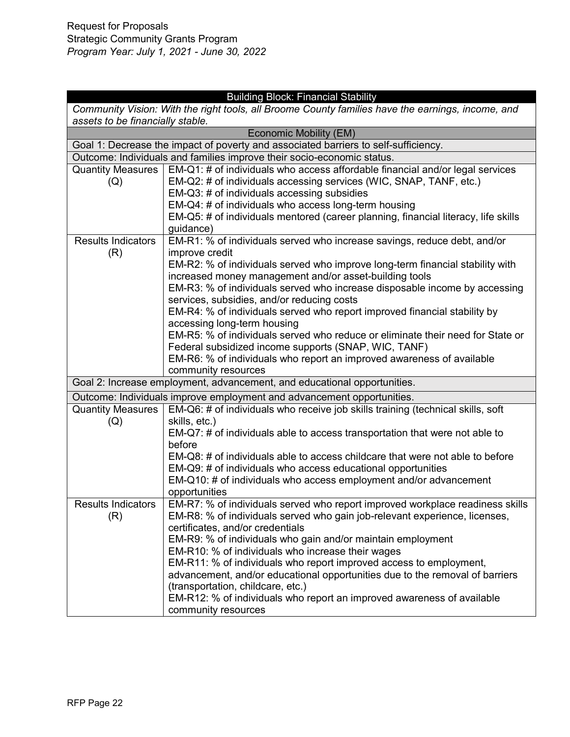| Building Block: Financial Stability | |
|---|---|
| *Community Vision: With the right tools, all Broome County families have the earnings, income, and assets to be financially stable.* | |
| Economic Mobility (EM) | |
| Goal 1: Decrease the impact of poverty and associated barriers to self-sufficiency. | |
| Outcome: Individuals and families improve their socio-economic status. | |
| Quantity Measures (Q) | EM-Q1: # of individuals who access affordable financial and/or legal services<br>EM-Q2: # of individuals accessing services (WIC, SNAP, TANF, etc.)<br>EM-Q3: # of individuals accessing subsidies<br>EM-Q4: # of individuals who access long-term housing<br>EM-Q5: # of individuals mentored (career planning, financial literacy, life skills guidance) |
| Results Indicators (R) | EM-R1: % of individuals served who increase savings, reduce debt, and/or improve credit<br>EM-R2: % of individuals served who improve long-term financial stability with increased money management and/or asset-building tools<br>EM-R3: % of individuals served who increase disposable income by accessing services, subsidies, and/or reducing costs<br>EM-R4: % of individuals served who report improved financial stability by accessing long-term housing<br>EM-R5: % of individuals served who reduce or eliminate their need for State or Federal subsidized income supports (SNAP, WIC, TANF)<br>EM-R6: % of individuals who report an improved awareness of available community resources |
| Goal 2: Increase employment, advancement, and educational opportunities. | |
| Outcome: Individuals improve employment and advancement opportunities. | |
| Quantity Measures (Q) | EM-Q6: # of individuals who receive job skills training (technical skills, soft skills, etc.)<br>EM-Q7: # of individuals able to access transportation that were not able to before<br>EM-Q8: # of individuals able to access childcare that were not able to before<br>EM-Q9: # of individuals who access educational opportunities<br>EM-Q10: # of individuals who access employment and/or advancement opportunities |
| Results Indicators (R) | EM-R7: % of individuals served who report improved workplace readiness skills<br>EM-R8: % of individuals served who gain job-relevant experience, licenses, certificates, and/or credentials<br>EM-R9: % of individuals who gain and/or maintain employment<br>EM-R10: % of individuals who increase their wages<br>EM-R11: % of individuals who report improved access to employment, advancement, and/or educational opportunities due to the removal of barriers (transportation, childcare, etc.)<br>EM-R12: % of individuals who report an improved awareness of available community resources |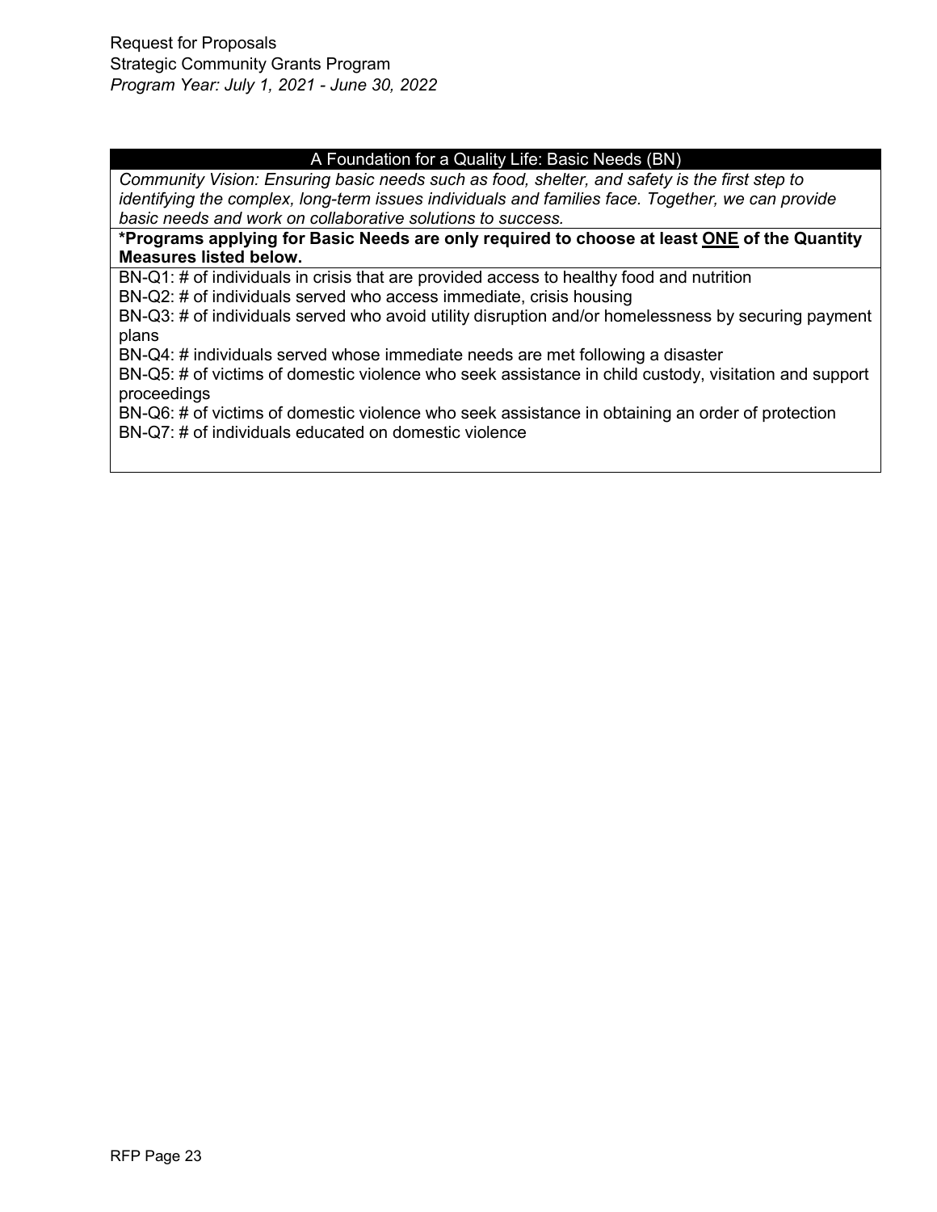## A Foundation for a Quality Life: Basic Needs (BN)

*Community Vision: Ensuring basic needs such as food, shelter, and safety is the first step to identifying the complex, long-term issues individuals and families face. Together, we can provide basic needs and work on collaborative solutions to success.*

**\*Programs applying for Basic Needs are only required to choose at least ONE of the Quantity Measures listed below.**

BN-Q1: # of individuals in crisis that are provided access to healthy food and nutrition
BN-Q2: # of individuals served who access immediate, crisis housing
BN-Q3: # of individuals served who avoid utility disruption and/or homelessness by securing payment plans
BN-Q4: # individuals served whose immediate needs are met following a disaster
BN-Q5: # of victims of domestic violence who seek assistance in child custody, visitation and support proceedings
BN-Q6: # of victims of domestic violence who seek assistance in obtaining an order of protection
BN-Q7: # of individuals educated on domestic violence